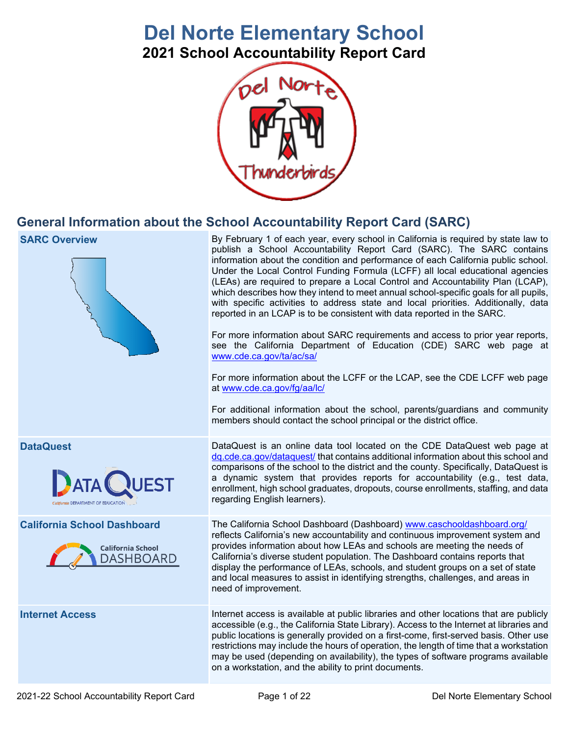# Del Norte Elementary School

## 2021 School Accountability Report Card

## General Information about the School Accountability Report Card (SARC)

| | |
|---|---|
| **SARC Overview** | By February 1 of each year, every school in California is required by state law to publish a School Accountability Report Card (SARC). The SARC contains information about the condition and performance of each California public school. Under the Local Control Funding Formula (LCFF) all local educational agencies (LEAs) are required to prepare a Local Control and Accountability Plan (LCAP), which describes how they intend to meet annual school-specific goals for all pupils, with specific activities to address state and local priorities. Additionally, data reported in an LCAP is to be consistent with data reported in the SARC.<br><br>For more information about SARC requirements and access to prior year reports, see the California Department of Education (CDE) SARC web page at www.cde.ca.gov/ta/ac/sa/<br><br>For more information about the LCFF or the LCAP, see the CDE LCFF web page at www.cde.ca.gov/fg/aa/lc/<br><br>For additional information about the school, parents/guardians and community members should contact the school principal or the district office. |
| **DataQuest** | DataQuest is an online data tool located on the CDE DataQuest web page at dq.cde.ca.gov/dataquest/ that contains additional information about this school and comparisons of the school to the district and the county. Specifically, DataQuest is a dynamic system that provides reports for accountability (e.g., test data, enrollment, high school graduates, dropouts, course enrollments, staffing, and data regarding English learners). |
| **California School Dashboard** | The California School Dashboard (Dashboard) www.caschooldashboard.org/ reflects California's new accountability and continuous improvement system and provides information about how LEAs and schools are meeting the needs of California's diverse student population. The Dashboard contains reports that display the performance of LEAs, schools, and student groups on a set of state and local measures to assist in identifying strengths, challenges, and areas in need of improvement. |
| **Internet Access** | Internet access is available at public libraries and other locations that are publicly accessible (e.g., the California State Library). Access to the Internet at libraries and public locations is generally provided on a first-come, first-served basis. Other use restrictions may include the hours of operation, the length of time that a workstation may be used (depending on availability), the types of software programs available on a workstation, and the ability to print documents. |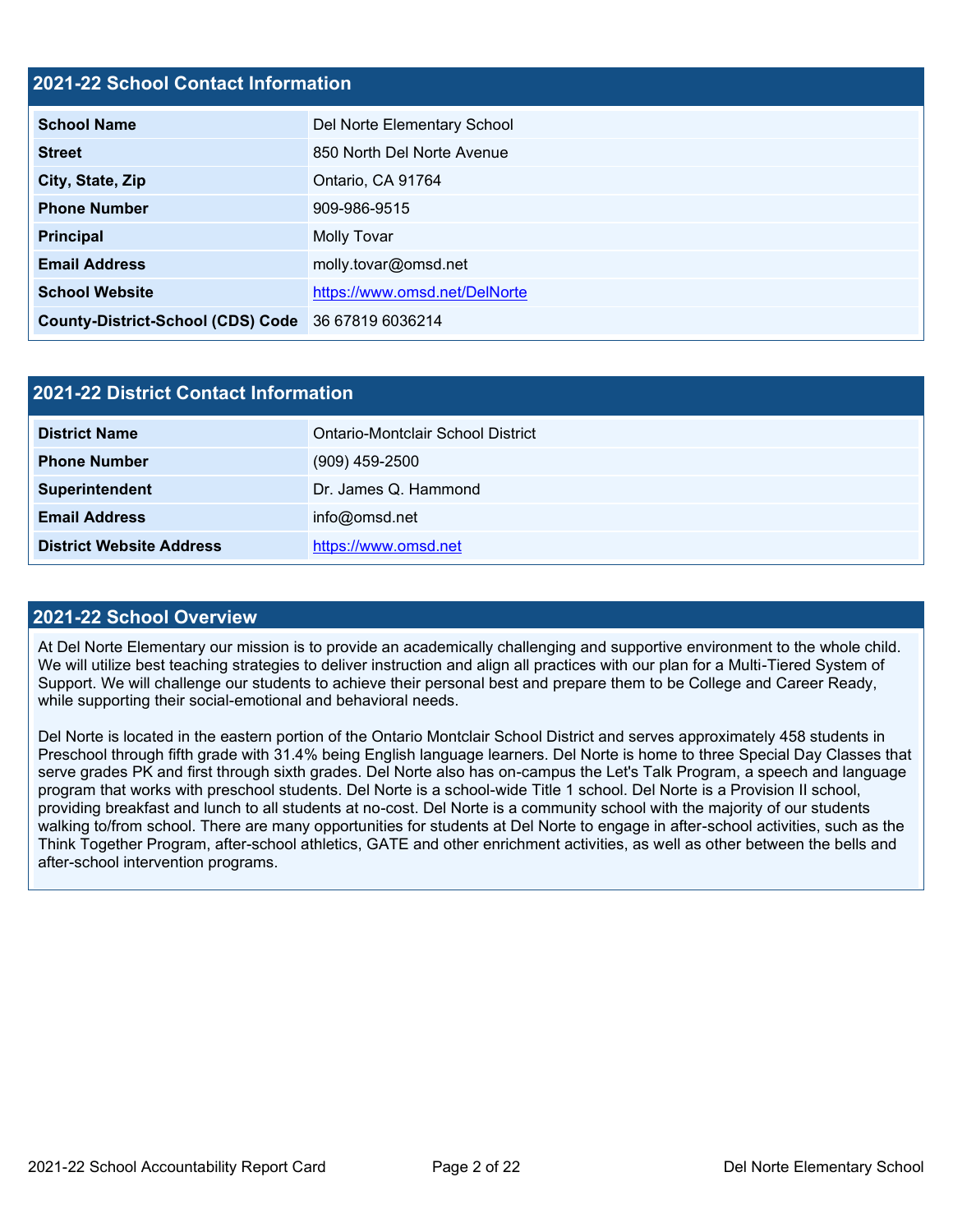## 2021-22 School Contact Information

| | |
|---|---|
| **School Name** | Del Norte Elementary School |
| **Street** | 850 North Del Norte Avenue |
| **City, State, Zip** | Ontario, CA 91764 |
| **Phone Number** | 909-986-9515 |
| **Principal** | Molly Tovar |
| **Email Address** | molly.tovar@omsd.net |
| **School Website** | https://www.omsd.net/DelNorte |
| **County-District-School (CDS) Code** | 36 67819 6036214 |

## 2021-22 District Contact Information

| | |
|---|---|
| **District Name** | Ontario-Montclair School District |
| **Phone Number** | (909) 459-2500 |
| **Superintendent** | Dr. James Q. Hammond |
| **Email Address** | info@omsd.net |
| **District Website Address** | https://www.omsd.net |

## 2021-22 School Overview

At Del Norte Elementary our mission is to provide an academically challenging and supportive environment to the whole child. We will utilize best teaching strategies to deliver instruction and align all practices with our plan for a Multi-Tiered System of Support. We will challenge our students to achieve their personal best and prepare them to be College and Career Ready, while supporting their social-emotional and behavioral needs.

Del Norte is located in the eastern portion of the Ontario Montclair School District and serves approximately 458 students in Preschool through fifth grade with 31.4% being English language learners. Del Norte is home to three Special Day Classes that serve grades PK and first through sixth grades. Del Norte also has on-campus the Let's Talk Program, a speech and language program that works with preschool students. Del Norte is a school-wide Title 1 school. Del Norte is a Provision II school, providing breakfast and lunch to all students at no-cost. Del Norte is a community school with the majority of our students walking to/from school. There are many opportunities for students at Del Norte to engage in after-school activities, such as the Think Together Program, after-school athletics, GATE and other enrichment activities, as well as other between the bells and after-school intervention programs.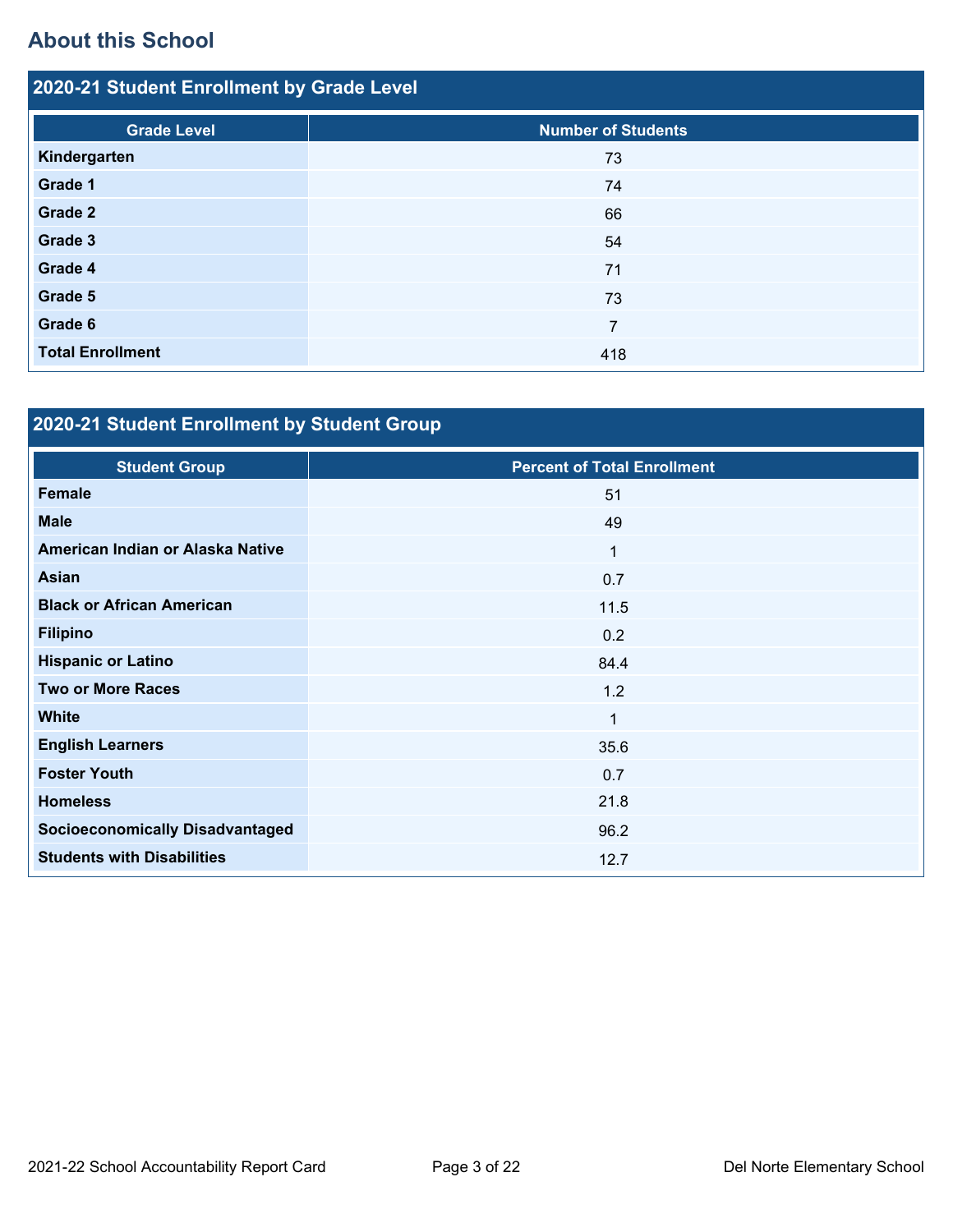## About this School

### 2020-21 Student Enrollment by Grade Level

| Grade Level | Number of Students |
|---|---|
| Kindergarten | 73 |
| Grade 1 | 74 |
| Grade 2 | 66 |
| Grade 3 | 54 |
| Grade 4 | 71 |
| Grade 5 | 73 |
| Grade 6 | 7 |
| Total Enrollment | 418 |

### 2020-21 Student Enrollment by Student Group

| Student Group | Percent of Total Enrollment |
|---|---|
| Female | 51 |
| Male | 49 |
| American Indian or Alaska Native | 1 |
| Asian | 0.7 |
| Black or African American | 11.5 |
| Filipino | 0.2 |
| Hispanic or Latino | 84.4 |
| Two or More Races | 1.2 |
| White | 1 |
| English Learners | 35.6 |
| Foster Youth | 0.7 |
| Homeless | 21.8 |
| Socioeconomically Disadvantaged | 96.2 |
| Students with Disabilities | 12.7 |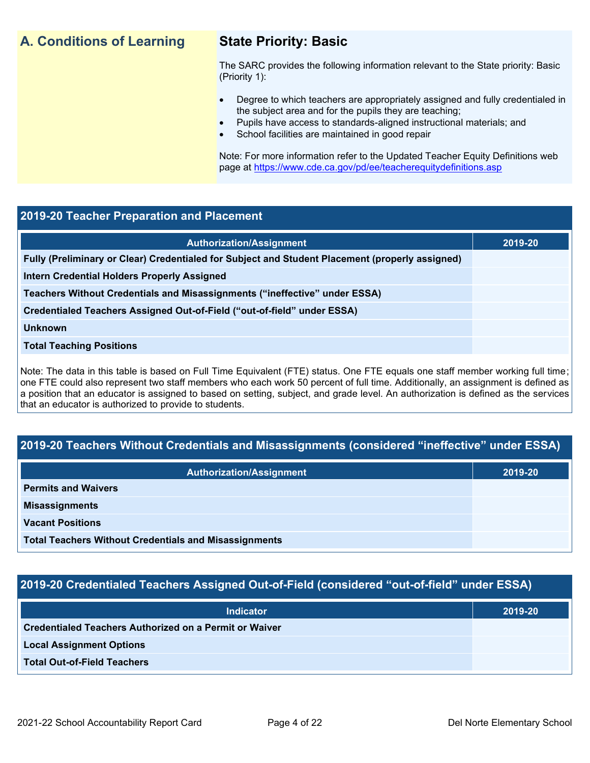## A. Conditions of Learning

### State Priority: Basic

The SARC provides the following information relevant to the State priority: Basic (Priority 1):

- Degree to which teachers are appropriately assigned and fully credentialed in the subject area and for the pupils they are teaching;
- Pupils have access to standards-aligned instructional materials; and
- School facilities are maintained in good repair

Note: For more information refer to the Updated Teacher Equity Definitions web page at https://www.cde.ca.gov/pd/ee/teacherequitydefinitions.asp

### 2019-20 Teacher Preparation and Placement

| Authorization/Assignment | 2019-20 |
| --- | --- |
| Fully (Preliminary or Clear) Credentialed for Subject and Student Placement (properly assigned) | |
| Intern Credential Holders Properly Assigned | |
| Teachers Without Credentials and Misassignments ("ineffective" under ESSA) | |
| Credentialed Teachers Assigned Out-of-Field ("out-of-field" under ESSA) | |
| Unknown | |
| Total Teaching Positions | |

Note: The data in this table is based on Full Time Equivalent (FTE) status. One FTE equals one staff member working full time; one FTE could also represent two staff members who each work 50 percent of full time. Additionally, an assignment is defined as a position that an educator is assigned to based on setting, subject, and grade level. An authorization is defined as the services that an educator is authorized to provide to students.

### 2019-20 Teachers Without Credentials and Misassignments (considered "ineffective" under ESSA)

| Authorization/Assignment | 2019-20 |
| --- | --- |
| Permits and Waivers | |
| Misassignments | |
| Vacant Positions | |
| Total Teachers Without Credentials and Misassignments | |

### 2019-20 Credentialed Teachers Assigned Out-of-Field (considered "out-of-field" under ESSA)

| Indicator | 2019-20 |
| --- | --- |
| Credentialed Teachers Authorized on a Permit or Waiver | |
| Local Assignment Options | |
| Total Out-of-Field Teachers | |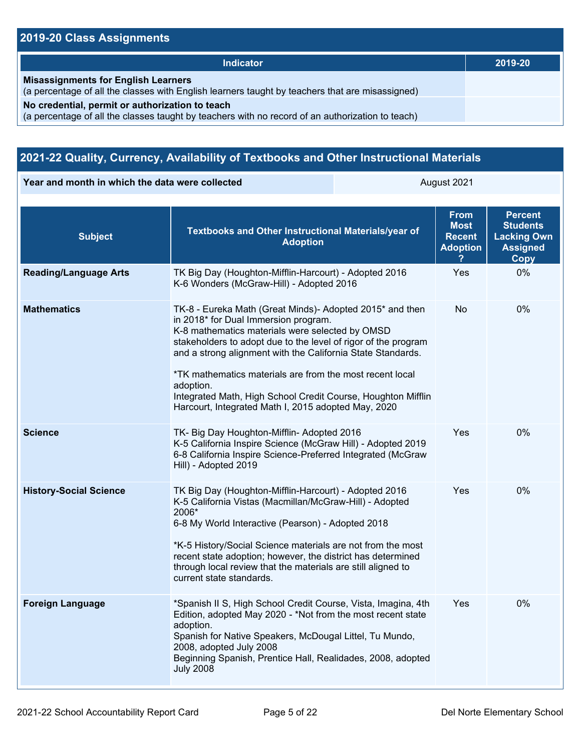## 2019-20 Class Assignments

| Indicator | 2019-20 |
|---|---|
| **Misassignments for English Learners**<br>(a percentage of all the classes with English learners taught by teachers that are misassigned) | |
| **No credential, permit or authorization to teach**<br>(a percentage of all the classes taught by teachers with no record of an authorization to teach) | |

## 2021-22 Quality, Currency, Availability of Textbooks and Other Instructional Materials

| Year and month in which the data were collected | August 2021 |
|---|---|

| Subject | Textbooks and Other Instructional Materials/year of Adoption | From Most Recent Adoption ? | Percent Students Lacking Own Assigned Copy |
|---|---|---|---|
| **Reading/Language Arts** | TK Big Day (Houghton-Mifflin-Harcourt) - Adopted 2016<br>K-6 Wonders (McGraw-Hill) - Adopted 2016 | Yes | 0% |
| **Mathematics** | TK-8 - Eureka Math (Great Minds)- Adopted 2015* and then in 2018* for Dual Immersion program.<br>K-8 mathematics materials were selected by OMSD stakeholders to adopt due to the level of rigor of the program and a strong alignment with the California State Standards.<br><br>*TK mathematics materials are from the most recent local adoption.<br>Integrated Math, High School Credit Course, Houghton Mifflin Harcourt, Integrated Math I, 2015 adopted May, 2020 | No | 0% |
| **Science** | TK- Big Day Houghton-Mifflin- Adopted 2016<br>K-5 California Inspire Science (McGraw Hill) - Adopted 2019<br>6-8 California Inspire Science-Preferred Integrated (McGraw Hill) - Adopted 2019 | Yes | 0% |
| **History-Social Science** | TK Big Day (Houghton-Mifflin-Harcourt) - Adopted 2016<br>K-5 California Vistas (Macmillan/McGraw-Hill) - Adopted 2006*<br>6-8 My World Interactive (Pearson) - Adopted 2018<br><br>*K-5 History/Social Science materials are not from the most recent state adoption; however, the district has determined through local review that the materials are still aligned to current state standards. | Yes | 0% |
| **Foreign Language** | *Spanish II S, High School Credit Course, Vista, Imagina, 4th Edition, adopted May 2020 - *Not from the most recent state adoption.<br>Spanish for Native Speakers, McDougal Littel, Tu Mundo, 2008, adopted July 2008<br>Beginning Spanish, Prentice Hall, Realidades, 2008, adopted July 2008 | Yes | 0% |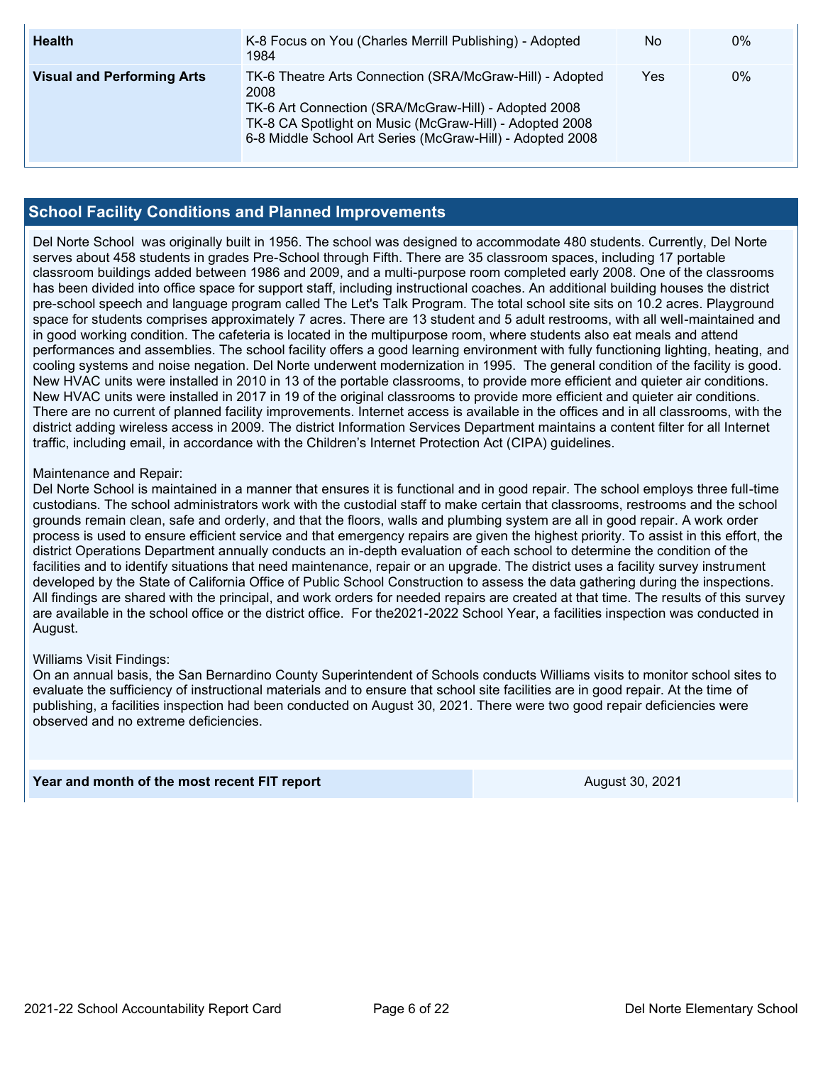| | | | |
|---|---|---|---|
| **Health** | K-8 Focus on You (Charles Merrill Publishing) - Adopted 1984 | No | 0% |
| **Visual and Performing Arts** | TK-6 Theatre Arts Connection (SRA/McGraw-Hill) - Adopted 2008<br>TK-6 Art Connection (SRA/McGraw-Hill) - Adopted 2008<br>TK-8 CA Spotlight on Music (McGraw-Hill) - Adopted 2008<br>6-8 Middle School Art Series (McGraw-Hill) - Adopted 2008 | Yes | 0% |

## School Facility Conditions and Planned Improvements

Del Norte School was originally built in 1956. The school was designed to accommodate 480 students. Currently, Del Norte serves about 458 students in grades Pre-School through Fifth. There are 35 classroom spaces, including 17 portable classroom buildings added between 1986 and 2009, and a multi-purpose room completed early 2008. One of the classrooms has been divided into office space for support staff, including instructional coaches. An additional building houses the district pre-school speech and language program called The Let's Talk Program. The total school site sits on 10.2 acres. Playground space for students comprises approximately 7 acres. There are 13 student and 5 adult restrooms, with all well-maintained and in good working condition. The cafeteria is located in the multipurpose room, where students also eat meals and attend performances and assemblies. The school facility offers a good learning environment with fully functioning lighting, heating, and cooling systems and noise negation. Del Norte underwent modernization in 1995. The general condition of the facility is good. New HVAC units were installed in 2010 in 13 of the portable classrooms, to provide more efficient and quieter air conditions. New HVAC units were installed in 2017 in 19 of the original classrooms to provide more efficient and quieter air conditions. There are no current of planned facility improvements. Internet access is available in the offices and in all classrooms, with the district adding wireless access in 2009. The district Information Services Department maintains a content filter for all Internet traffic, including email, in accordance with the Children's Internet Protection Act (CIPA) guidelines.

Maintenance and Repair:
Del Norte School is maintained in a manner that ensures it is functional and in good repair. The school employs three full-time custodians. The school administrators work with the custodial staff to make certain that classrooms, restrooms and the school grounds remain clean, safe and orderly, and that the floors, walls and plumbing system are all in good repair. A work order process is used to ensure efficient service and that emergency repairs are given the highest priority. To assist in this effort, the district Operations Department annually conducts an in-depth evaluation of each school to determine the condition of the facilities and to identify situations that need maintenance, repair or an upgrade. The district uses a facility survey instrument developed by the State of California Office of Public School Construction to assess the data gathering during the inspections. All findings are shared with the principal, and work orders for needed repairs are created at that time. The results of this survey are available in the school office or the district office. For the2021-2022 School Year, a facilities inspection was conducted in August.

Williams Visit Findings:
On an annual basis, the San Bernardino County Superintendent of Schools conducts Williams visits to monitor school sites to evaluate the sufficiency of instructional materials and to ensure that school site facilities are in good repair. At the time of publishing, a facilities inspection had been conducted on August 30, 2021. There were two good repair deficiencies were observed and no extreme deficiencies.

| | |
|---|---|
| **Year and month of the most recent FIT report** | August 30, 2021 |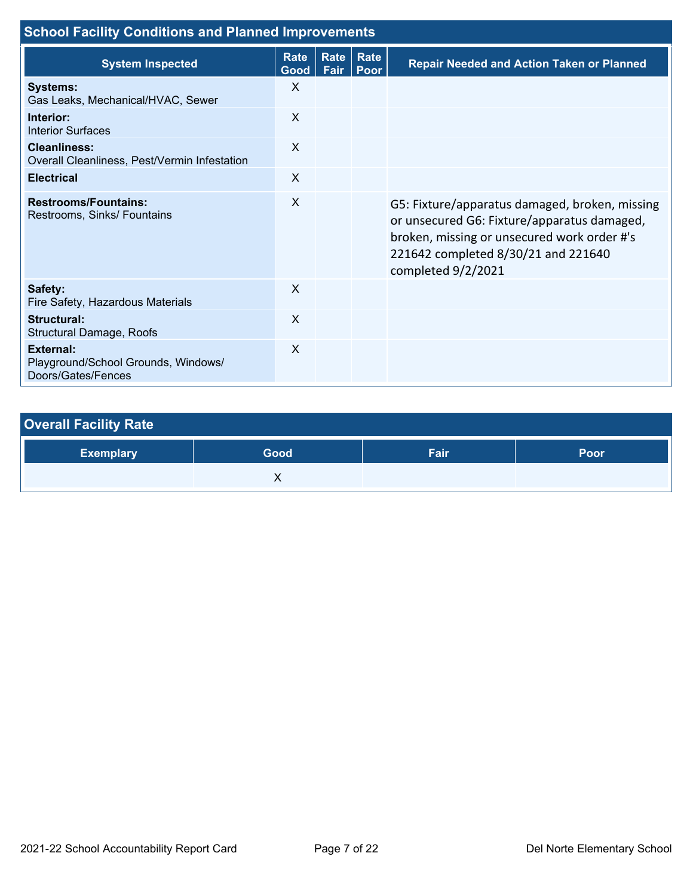## School Facility Conditions and Planned Improvements

| System Inspected | Rate Good | Rate Fair | Rate Poor | Repair Needed and Action Taken or Planned |
|---|---|---|---|---|
| **Systems:** Gas Leaks, Mechanical/HVAC, Sewer | X | | | |
| **Interior:** Interior Surfaces | X | | | |
| **Cleanliness:** Overall Cleanliness, Pest/Vermin Infestation | X | | | |
| **Electrical** | X | | | |
| **Restrooms/Fountains:** Restrooms, Sinks/ Fountains | X | | | G5: Fixture/apparatus damaged, broken, missing or unsecured G6: Fixture/apparatus damaged, broken, missing or unsecured work order #'s 221642 completed 8/30/21 and 221640 completed 9/2/2021 |
| **Safety:** Fire Safety, Hazardous Materials | X | | | |
| **Structural:** Structural Damage, Roofs | X | | | |
| **External:** Playground/School Grounds, Windows/ Doors/Gates/Fences | X | | | |

## Overall Facility Rate

| Exemplary | Good | Fair | Poor |
|---|---|---|---|
| | X | | |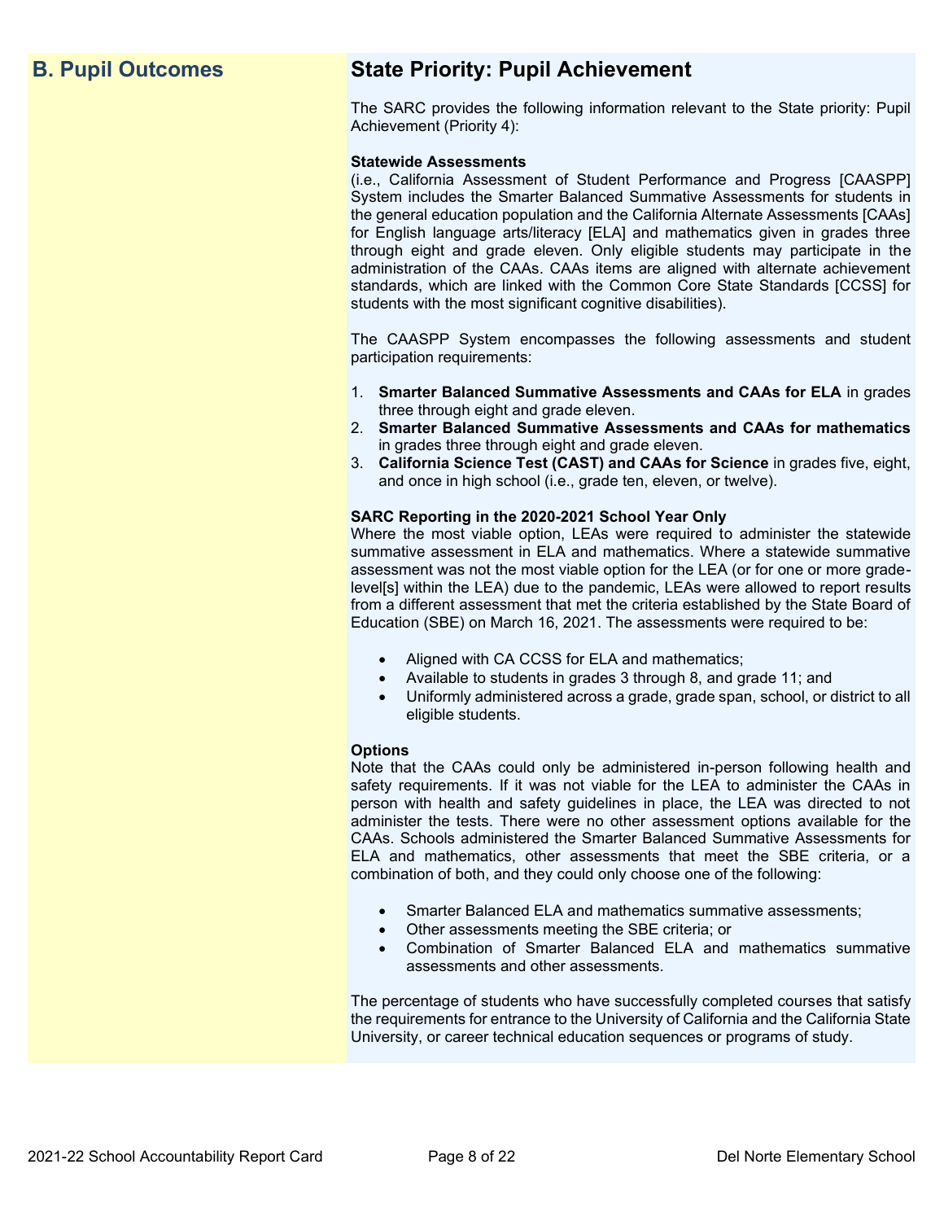## B. Pupil Outcomes

## State Priority: Pupil Achievement

The SARC provides the following information relevant to the State priority: Pupil Achievement (Priority 4):

**Statewide Assessments**
(i.e., California Assessment of Student Performance and Progress [CAASPP] System includes the Smarter Balanced Summative Assessments for students in the general education population and the California Alternate Assessments [CAAs] for English language arts/literacy [ELA] and mathematics given in grades three through eight and grade eleven. Only eligible students may participate in the administration of the CAAs. CAAs items are aligned with alternate achievement standards, which are linked with the Common Core State Standards [CCSS] for students with the most significant cognitive disabilities).

The CAASPP System encompasses the following assessments and student participation requirements:

1. **Smarter Balanced Summative Assessments and CAAs for ELA** in grades three through eight and grade eleven.
2. **Smarter Balanced Summative Assessments and CAAs for mathematics** in grades three through eight and grade eleven.
3. **California Science Test (CAST) and CAAs for Science** in grades five, eight, and once in high school (i.e., grade ten, eleven, or twelve).

**SARC Reporting in the 2020-2021 School Year Only**
Where the most viable option, LEAs were required to administer the statewide summative assessment in ELA and mathematics. Where a statewide summative assessment was not the most viable option for the LEA (or for one or more grade-level[s] within the LEA) due to the pandemic, LEAs were allowed to report results from a different assessment that met the criteria established by the State Board of Education (SBE) on March 16, 2021. The assessments were required to be:

- Aligned with CA CCSS for ELA and mathematics;
- Available to students in grades 3 through 8, and grade 11; and
- Uniformly administered across a grade, grade span, school, or district to all eligible students.

**Options**
Note that the CAAs could only be administered in-person following health and safety requirements. If it was not viable for the LEA to administer the CAAs in person with health and safety guidelines in place, the LEA was directed to not administer the tests. There were no other assessment options available for the CAAs. Schools administered the Smarter Balanced Summative Assessments for ELA and mathematics, other assessments that meet the SBE criteria, or a combination of both, and they could only choose one of the following:

- Smarter Balanced ELA and mathematics summative assessments;
- Other assessments meeting the SBE criteria; or
- Combination of Smarter Balanced ELA and mathematics summative assessments and other assessments.

The percentage of students who have successfully completed courses that satisfy the requirements for entrance to the University of California and the California State University, or career technical education sequences or programs of study.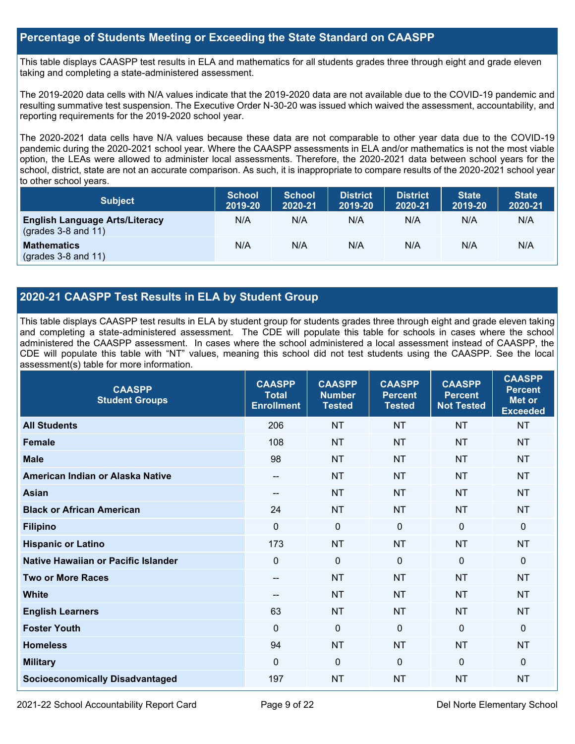## Percentage of Students Meeting or Exceeding the State Standard on CAASPP

This table displays CAASPP test results in ELA and mathematics for all students grades three through eight and grade eleven taking and completing a state-administered assessment.

The 2019-2020 data cells with N/A values indicate that the 2019-2020 data are not available due to the COVID-19 pandemic and resulting summative test suspension. The Executive Order N-30-20 was issued which waived the assessment, accountability, and reporting requirements for the 2019-2020 school year.

The 2020-2021 data cells have N/A values because these data are not comparable to other year data due to the COVID-19 pandemic during the 2020-2021 school year. Where the CAASPP assessments in ELA and/or mathematics is not the most viable option, the LEAs were allowed to administer local assessments. Therefore, the 2020-2021 data between school years for the school, district, state are not an accurate comparison. As such, it is inappropriate to compare results of the 2020-2021 school year to other school years.

| Subject | School 2019-20 | School 2020-21 | District 2019-20 | District 2020-21 | State 2019-20 | State 2020-21 |
|---|---|---|---|---|---|---|
| **English Language Arts/Literacy** (grades 3-8 and 11) | N/A | N/A | N/A | N/A | N/A | N/A |
| **Mathematics** (grades 3-8 and 11) | N/A | N/A | N/A | N/A | N/A | N/A |

## 2020-21 CAASPP Test Results in ELA by Student Group

This table displays CAASPP test results in ELA by student group for students grades three through eight and grade eleven taking and completing a state-administered assessment. The CDE will populate this table for schools in cases where the school administered the CAASPP assessment. In cases where the school administered a local assessment instead of CAASPP, the CDE will populate this table with "NT" values, meaning this school did not test students using the CAASPP. See the local assessment(s) table for more information.

| CAASPP Student Groups | CAASPP Total Enrollment | CAASPP Number Tested | CAASPP Percent Tested | CAASPP Percent Not Tested | CAASPP Percent Met or Exceeded |
|---|---|---|---|---|---|
| **All Students** | 206 | NT | NT | NT | NT |
| **Female** | 108 | NT | NT | NT | NT |
| **Male** | 98 | NT | NT | NT | NT |
| **American Indian or Alaska Native** | -- | NT | NT | NT | NT |
| **Asian** | -- | NT | NT | NT | NT |
| **Black or African American** | 24 | NT | NT | NT | NT |
| **Filipino** | 0 | 0 | 0 | 0 | 0 |
| **Hispanic or Latino** | 173 | NT | NT | NT | NT |
| **Native Hawaiian or Pacific Islander** | 0 | 0 | 0 | 0 | 0 |
| **Two or More Races** | -- | NT | NT | NT | NT |
| **White** | -- | NT | NT | NT | NT |
| **English Learners** | 63 | NT | NT | NT | NT |
| **Foster Youth** | 0 | 0 | 0 | 0 | 0 |
| **Homeless** | 94 | NT | NT | NT | NT |
| **Military** | 0 | 0 | 0 | 0 | 0 |
| **Socioeconomically Disadvantaged** | 197 | NT | NT | NT | NT |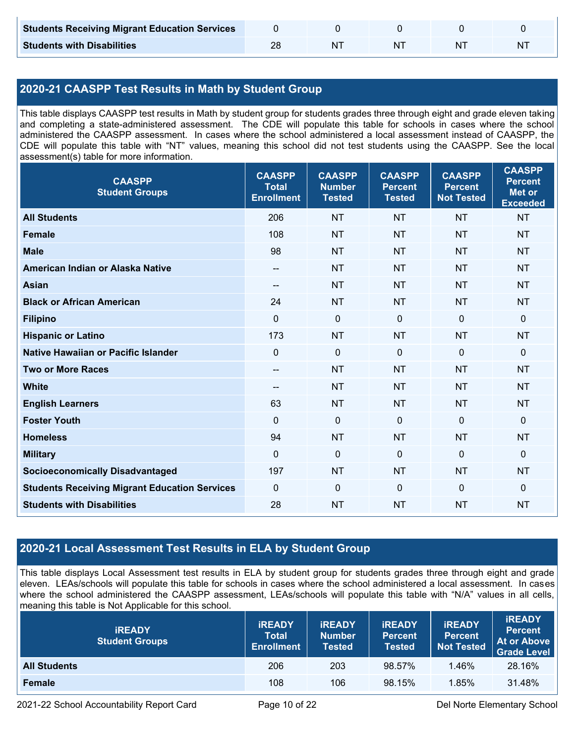| | | | | | |
|---|---|---|---|---|---|
| **Students Receiving Migrant Education Services** | 0 | 0 | 0 | 0 | 0 |
| **Students with Disabilities** | 28 | NT | NT | NT | NT |

## 2020-21 CAASPP Test Results in Math by Student Group

This table displays CAASPP test results in Math by student group for students grades three through eight and grade eleven taking and completing a state-administered assessment. The CDE will populate this table for schools in cases where the school administered the CAASPP assessment. In cases where the school administered a local assessment instead of CAASPP, the CDE will populate this table with "NT" values, meaning this school did not test students using the CAASPP. See the local assessment(s) table for more information.

| CAASPP Student Groups | CAASPP Total Enrollment | CAASPP Number Tested | CAASPP Percent Tested | CAASPP Percent Not Tested | CAASPP Percent Met or Exceeded |
|---|---|---|---|---|---|
| **All Students** | 206 | NT | NT | NT | NT |
| **Female** | 108 | NT | NT | NT | NT |
| **Male** | 98 | NT | NT | NT | NT |
| **American Indian or Alaska Native** | -- | NT | NT | NT | NT |
| **Asian** | -- | NT | NT | NT | NT |
| **Black or African American** | 24 | NT | NT | NT | NT |
| **Filipino** | 0 | 0 | 0 | 0 | 0 |
| **Hispanic or Latino** | 173 | NT | NT | NT | NT |
| **Native Hawaiian or Pacific Islander** | 0 | 0 | 0 | 0 | 0 |
| **Two or More Races** | -- | NT | NT | NT | NT |
| **White** | -- | NT | NT | NT | NT |
| **English Learners** | 63 | NT | NT | NT | NT |
| **Foster Youth** | 0 | 0 | 0 | 0 | 0 |
| **Homeless** | 94 | NT | NT | NT | NT |
| **Military** | 0 | 0 | 0 | 0 | 0 |
| **Socioeconomically Disadvantaged** | 197 | NT | NT | NT | NT |
| **Students Receiving Migrant Education Services** | 0 | 0 | 0 | 0 | 0 |
| **Students with Disabilities** | 28 | NT | NT | NT | NT |

## 2020-21 Local Assessment Test Results in ELA by Student Group

This table displays Local Assessment test results in ELA by student group for students grades three through eight and grade eleven. LEAs/schools will populate this table for schools in cases where the school administered a local assessment. In cases where the school administered the CAASPP assessment, LEAs/schools will populate this table with "N/A" values in all cells, meaning this table is Not Applicable for this school.

| iREADY Student Groups | iREADY Total Enrollment | iREADY Number Tested | iREADY Percent Tested | iREADY Percent Not Tested | iREADY Percent At or Above Grade Level |
|---|---|---|---|---|---|
| **All Students** | 206 | 203 | 98.57% | 1.46% | 28.16% |
| **Female** | 108 | 106 | 98.15% | 1.85% | 31.48% |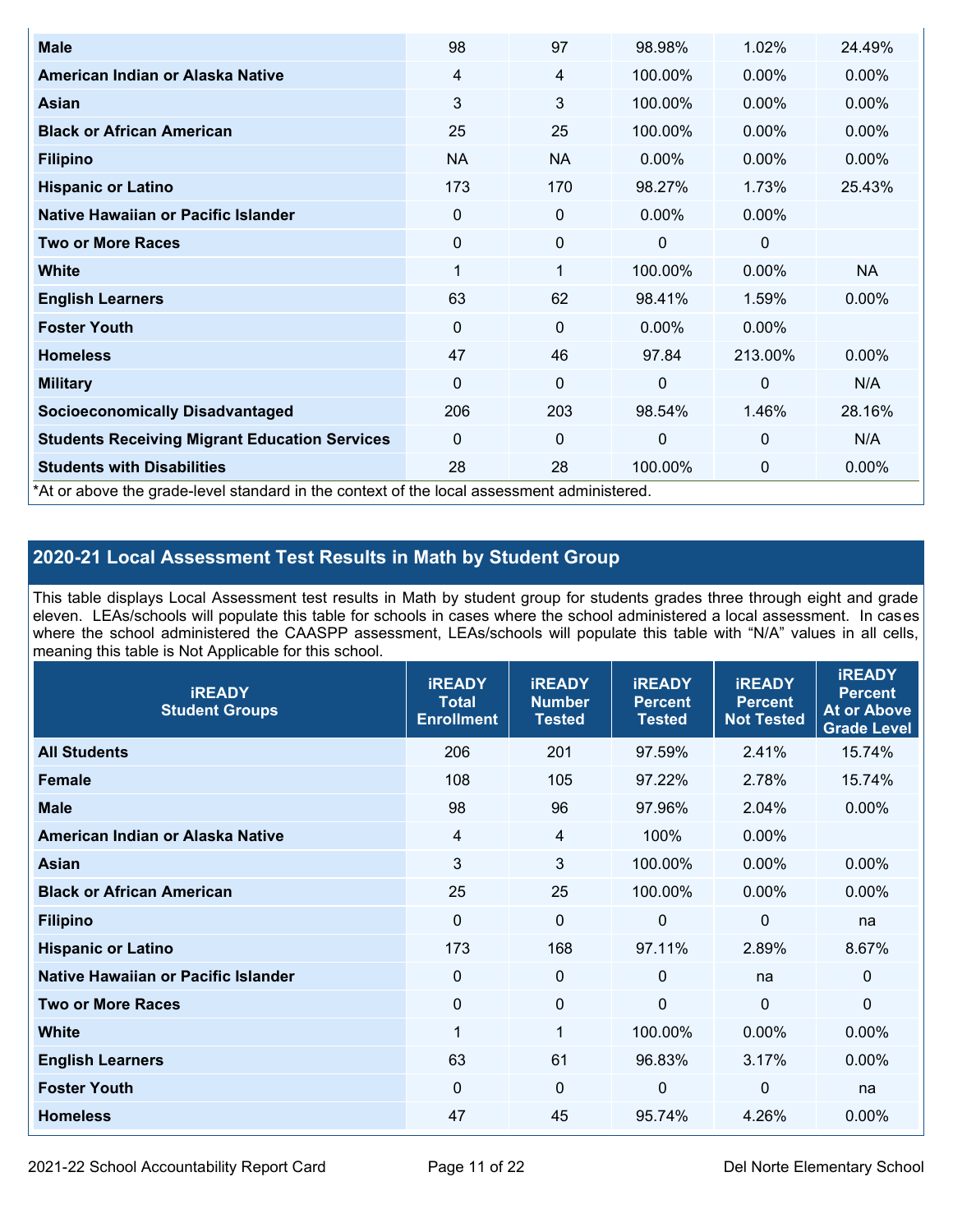| | | | | | |
|---|---|---|---|---|---|
| **Male** | 98 | 97 | 98.98% | 1.02% | 24.49% |
| **American Indian or Alaska Native** | 4 | 4 | 100.00% | 0.00% | 0.00% |
| **Asian** | 3 | 3 | 100.00% | 0.00% | 0.00% |
| **Black or African American** | 25 | 25 | 100.00% | 0.00% | 0.00% |
| **Filipino** | NA | NA | 0.00% | 0.00% | 0.00% |
| **Hispanic or Latino** | 173 | 170 | 98.27% | 1.73% | 25.43% |
| **Native Hawaiian or Pacific Islander** | 0 | 0 | 0.00% | 0.00% | |
| **Two or More Races** | 0 | 0 | 0 | 0 | |
| **White** | 1 | 1 | 100.00% | 0.00% | NA |
| **English Learners** | 63 | 62 | 98.41% | 1.59% | 0.00% |
| **Foster Youth** | 0 | 0 | 0.00% | 0.00% | |
| **Homeless** | 47 | 46 | 97.84 | 213.00% | 0.00% |
| **Military** | 0 | 0 | 0 | 0 | N/A |
| **Socioeconomically Disadvantaged** | 206 | 203 | 98.54% | 1.46% | 28.16% |
| **Students Receiving Migrant Education Services** | 0 | 0 | 0 | 0 | N/A |
| **Students with Disabilities** | 28 | 28 | 100.00% | 0 | 0.00% |

*At or above the grade-level standard in the context of the local assessment administered.

## 2020-21 Local Assessment Test Results in Math by Student Group

This table displays Local Assessment test results in Math by student group for students grades three through eight and grade eleven. LEAs/schools will populate this table for schools in cases where the school administered a local assessment. In cases where the school administered the CAASPP assessment, LEAs/schools will populate this table with "N/A" values in all cells, meaning this table is Not Applicable for this school.

| iREADY Student Groups | iREADY Total Enrollment | iREADY Number Tested | iREADY Percent Tested | iREADY Percent Not Tested | iREADY Percent At or Above Grade Level |
|---|---|---|---|---|---|
| **All Students** | 206 | 201 | 97.59% | 2.41% | 15.74% |
| **Female** | 108 | 105 | 97.22% | 2.78% | 15.74% |
| **Male** | 98 | 96 | 97.96% | 2.04% | 0.00% |
| **American Indian or Alaska Native** | 4 | 4 | 100% | 0.00% | |
| **Asian** | 3 | 3 | 100.00% | 0.00% | 0.00% |
| **Black or African American** | 25 | 25 | 100.00% | 0.00% | 0.00% |
| **Filipino** | 0 | 0 | 0 | 0 | na |
| **Hispanic or Latino** | 173 | 168 | 97.11% | 2.89% | 8.67% |
| **Native Hawaiian or Pacific Islander** | 0 | 0 | 0 | na | 0 |
| **Two or More Races** | 0 | 0 | 0 | 0 | 0 |
| **White** | 1 | 1 | 100.00% | 0.00% | 0.00% |
| **English Learners** | 63 | 61 | 96.83% | 3.17% | 0.00% |
| **Foster Youth** | 0 | 0 | 0 | 0 | na |
| **Homeless** | 47 | 45 | 95.74% | 4.26% | 0.00% |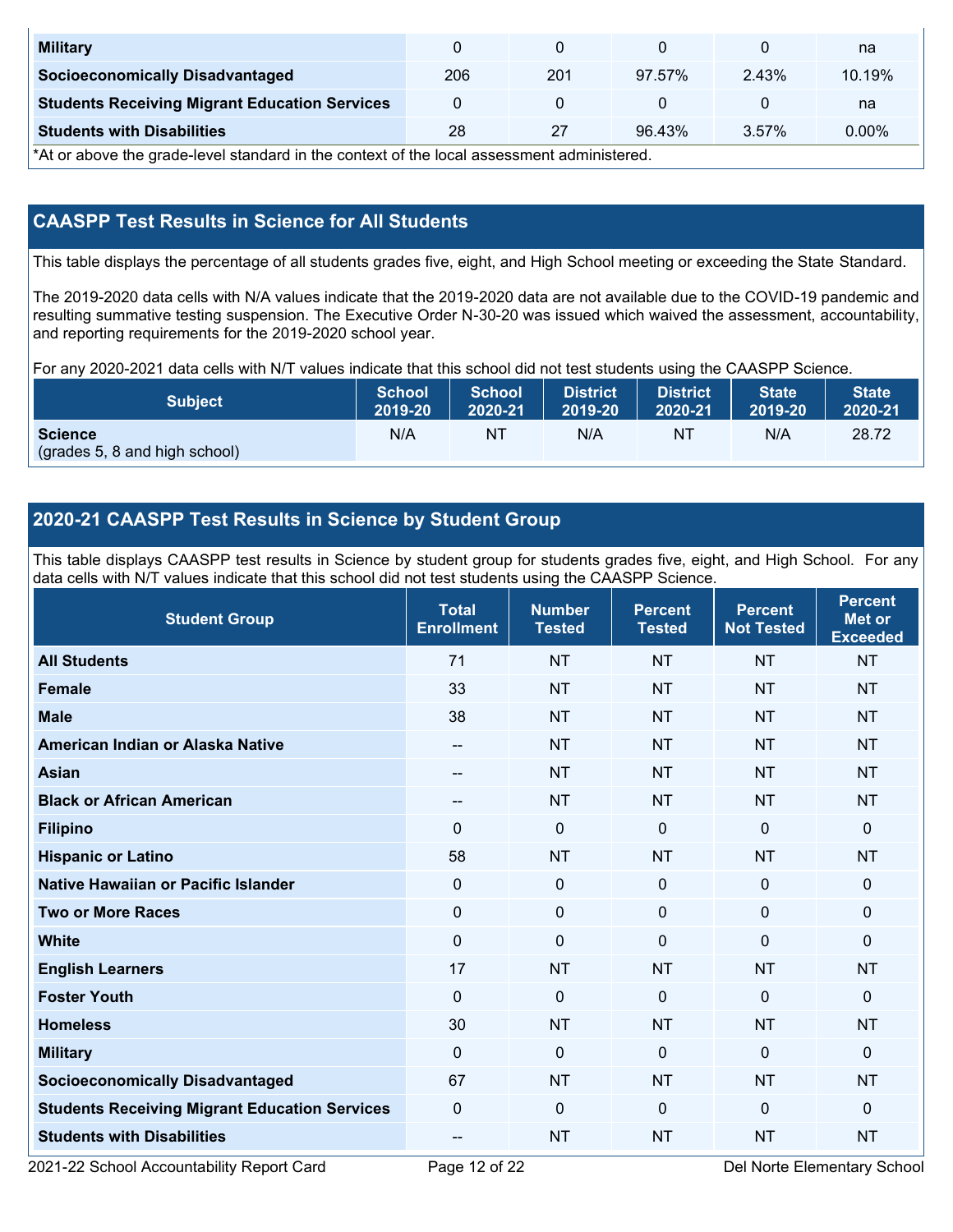| Military | 0 | 0 | 0 | 0 | na |
|---|---|---|---|---|---|
| Socioeconomically Disadvantaged | 206 | 201 | 97.57% | 2.43% | 10.19% |
| Students Receiving Migrant Education Services | 0 | 0 | 0 | 0 | na |
| Students with Disabilities | 28 | 27 | 96.43% | 3.57% | 0.00% |

*At or above the grade-level standard in the context of the local assessment administered.

## CAASPP Test Results in Science for All Students

This table displays the percentage of all students grades five, eight, and High School meeting or exceeding the State Standard.

The 2019-2020 data cells with N/A values indicate that the 2019-2020 data are not available due to the COVID-19 pandemic and resulting summative testing suspension. The Executive Order N-30-20 was issued which waived the assessment, accountability, and reporting requirements for the 2019-2020 school year.

For any 2020-2021 data cells with N/T values indicate that this school did not test students using the CAASPP Science.

| Subject | School 2019-20 | School 2020-21 | District 2019-20 | District 2020-21 | State 2019-20 | State 2020-21 |
|---|---|---|---|---|---|---|
| **Science** (grades 5, 8 and high school) | N/A | NT | N/A | NT | N/A | 28.72 |

## 2020-21 CAASPP Test Results in Science by Student Group

This table displays CAASPP test results in Science by student group for students grades five, eight, and High School. For any data cells with N/T values indicate that this school did not test students using the CAASPP Science.

| Student Group | Total Enrollment | Number Tested | Percent Tested | Percent Not Tested | Percent Met or Exceeded |
|---|---|---|---|---|---|
| All Students | 71 | NT | NT | NT | NT |
| Female | 33 | NT | NT | NT | NT |
| Male | 38 | NT | NT | NT | NT |
| American Indian or Alaska Native | -- | NT | NT | NT | NT |
| Asian | -- | NT | NT | NT | NT |
| Black or African American | -- | NT | NT | NT | NT |
| Filipino | 0 | 0 | 0 | 0 | 0 |
| Hispanic or Latino | 58 | NT | NT | NT | NT |
| Native Hawaiian or Pacific Islander | 0 | 0 | 0 | 0 | 0 |
| Two or More Races | 0 | 0 | 0 | 0 | 0 |
| White | 0 | 0 | 0 | 0 | 0 |
| English Learners | 17 | NT | NT | NT | NT |
| Foster Youth | 0 | 0 | 0 | 0 | 0 |
| Homeless | 30 | NT | NT | NT | NT |
| Military | 0 | 0 | 0 | 0 | 0 |
| Socioeconomically Disadvantaged | 67 | NT | NT | NT | NT |
| Students Receiving Migrant Education Services | 0 | 0 | 0 | 0 | 0 |
| Students with Disabilities | -- | NT | NT | NT | NT |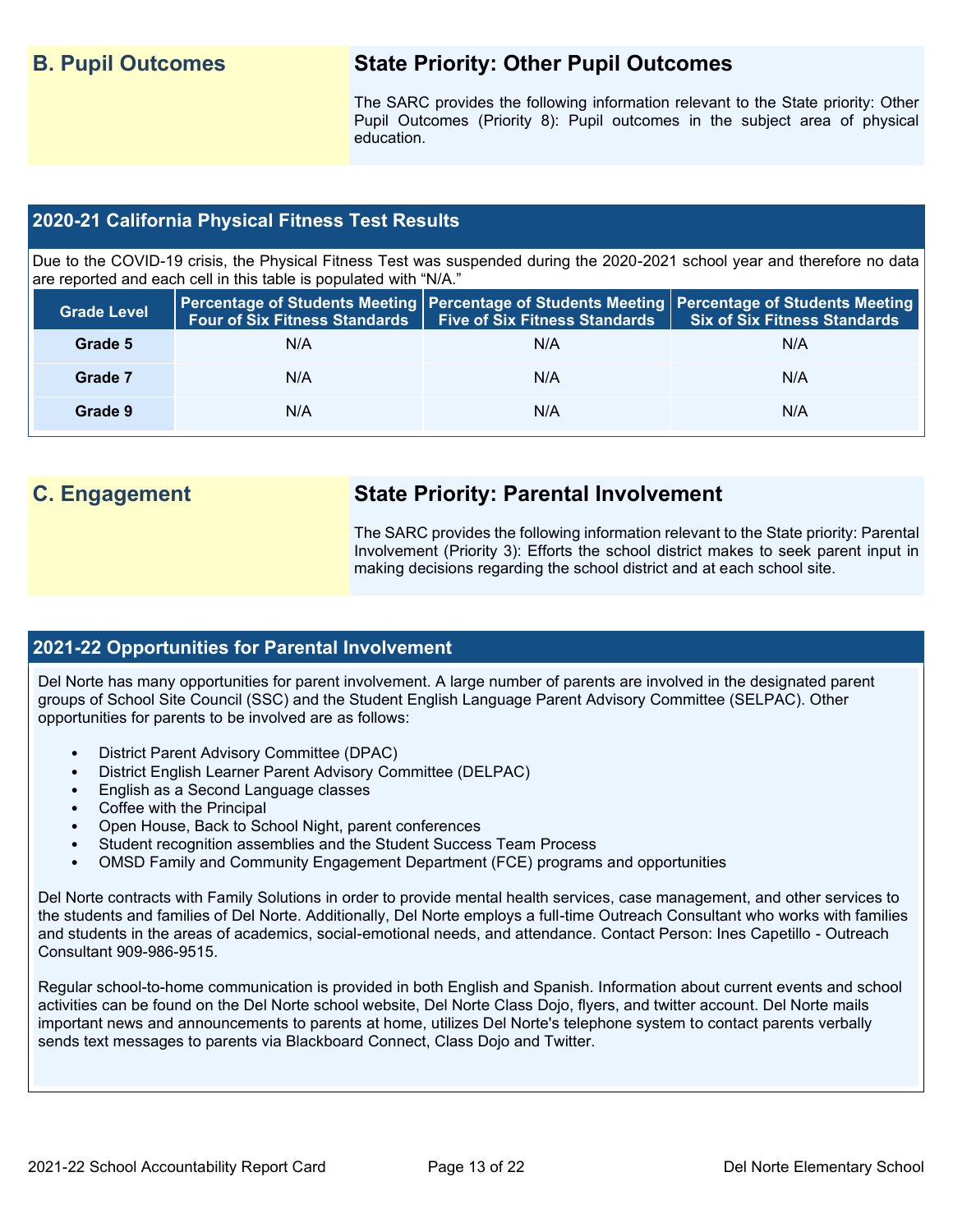## B. Pupil Outcomes

### State Priority: Other Pupil Outcomes

The SARC provides the following information relevant to the State priority: Other Pupil Outcomes (Priority 8): Pupil outcomes in the subject area of physical education.

### 2020-21 California Physical Fitness Test Results

Due to the COVID-19 crisis, the Physical Fitness Test was suspended during the 2020-2021 school year and therefore no data are reported and each cell in this table is populated with "N/A."

| Grade Level | Percentage of Students Meeting Four of Six Fitness Standards | Percentage of Students Meeting Five of Six Fitness Standards | Percentage of Students Meeting Six of Six Fitness Standards |
|---|---|---|---|
| Grade 5 | N/A | N/A | N/A |
| Grade 7 | N/A | N/A | N/A |
| Grade 9 | N/A | N/A | N/A |

## C. Engagement

### State Priority: Parental Involvement

The SARC provides the following information relevant to the State priority: Parental Involvement (Priority 3): Efforts the school district makes to seek parent input in making decisions regarding the school district and at each school site.

### 2021-22 Opportunities for Parental Involvement

Del Norte has many opportunities for parent involvement. A large number of parents are involved in the designated parent groups of School Site Council (SSC) and the Student English Language Parent Advisory Committee (SELPAC). Other opportunities for parents to be involved are as follows:

- District Parent Advisory Committee (DPAC)
- District English Learner Parent Advisory Committee (DELPAC)
- English as a Second Language classes
- Coffee with the Principal
- Open House, Back to School Night, parent conferences
- Student recognition assemblies and the Student Success Team Process
- OMSD Family and Community Engagement Department (FCE) programs and opportunities

Del Norte contracts with Family Solutions in order to provide mental health services, case management, and other services to the students and families of Del Norte. Additionally, Del Norte employs a full-time Outreach Consultant who works with families and students in the areas of academics, social-emotional needs, and attendance. Contact Person: Ines Capetillo - Outreach Consultant 909-986-9515.

Regular school-to-home communication is provided in both English and Spanish. Information about current events and school activities can be found on the Del Norte school website, Del Norte Class Dojo, flyers, and twitter account. Del Norte mails important news and announcements to parents at home, utilizes Del Norte's telephone system to contact parents verbally sends text messages to parents via Blackboard Connect, Class Dojo and Twitter.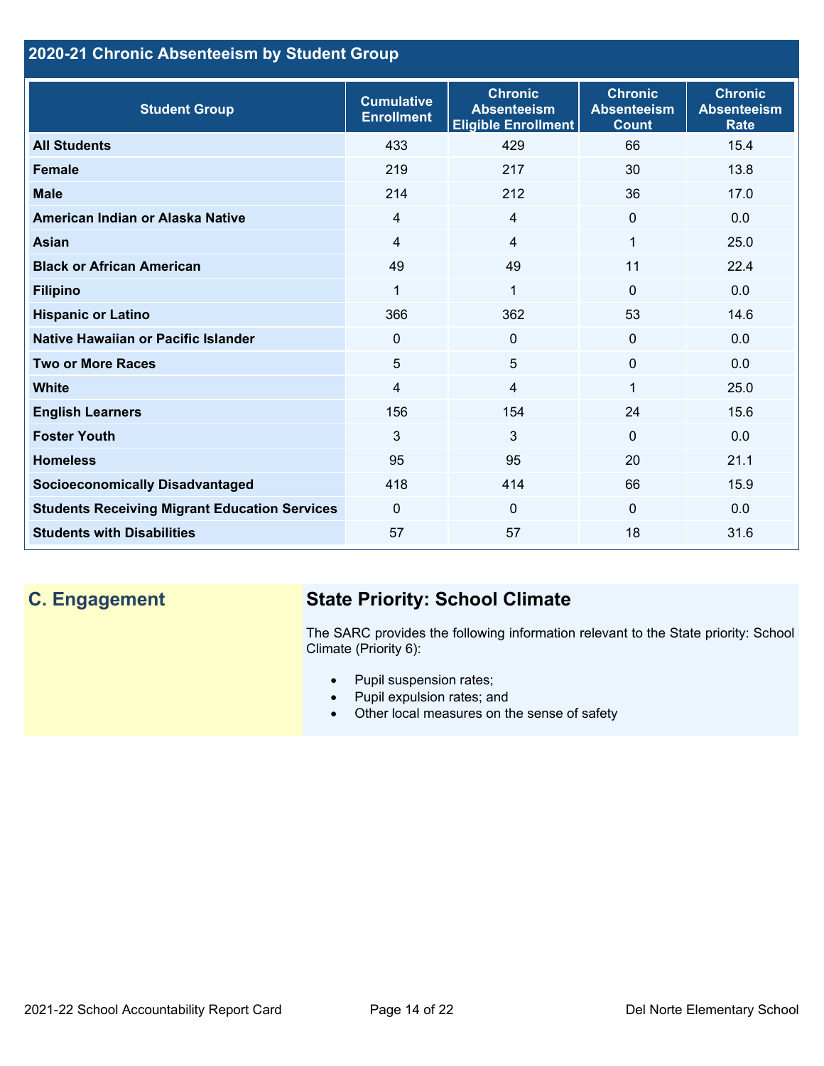## 2020-21 Chronic Absenteeism by Student Group

| Student Group | Cumulative Enrollment | Chronic Absenteeism Eligible Enrollment | Chronic Absenteeism Count | Chronic Absenteeism Rate |
|---|---|---|---|---|
| **All Students** | 433 | 429 | 66 | 15.4 |
| **Female** | 219 | 217 | 30 | 13.8 |
| **Male** | 214 | 212 | 36 | 17.0 |
| **American Indian or Alaska Native** | 4 | 4 | 0 | 0.0 |
| **Asian** | 4 | 4 | 1 | 25.0 |
| **Black or African American** | 49 | 49 | 11 | 22.4 |
| **Filipino** | 1 | 1 | 0 | 0.0 |
| **Hispanic or Latino** | 366 | 362 | 53 | 14.6 |
| **Native Hawaiian or Pacific Islander** | 0 | 0 | 0 | 0.0 |
| **Two or More Races** | 5 | 5 | 0 | 0.0 |
| **White** | 4 | 4 | 1 | 25.0 |
| **English Learners** | 156 | 154 | 24 | 15.6 |
| **Foster Youth** | 3 | 3 | 0 | 0.0 |
| **Homeless** | 95 | 95 | 20 | 21.1 |
| **Socioeconomically Disadvantaged** | 418 | 414 | 66 | 15.9 |
| **Students Receiving Migrant Education Services** | 0 | 0 | 0 | 0.0 |
| **Students with Disabilities** | 57 | 57 | 18 | 31.6 |

## C. Engagement

### State Priority: School Climate

The SARC provides the following information relevant to the State priority: School Climate (Priority 6):

- Pupil suspension rates;
- Pupil expulsion rates; and
- Other local measures on the sense of safety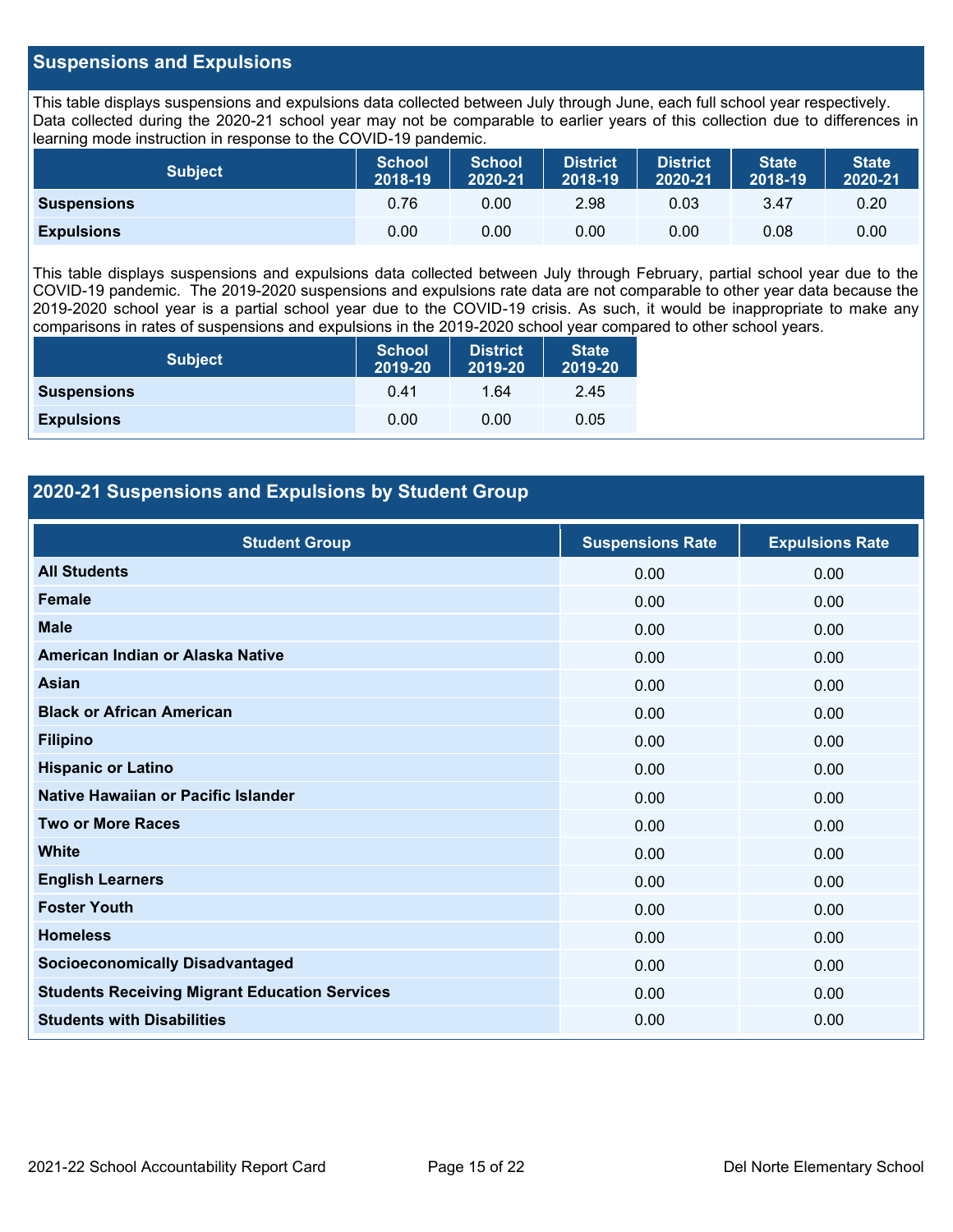## Suspensions and Expulsions

This table displays suspensions and expulsions data collected between July through June, each full school year respectively. Data collected during the 2020-21 school year may not be comparable to earlier years of this collection due to differences in learning mode instruction in response to the COVID-19 pandemic.

| Subject | School 2018-19 | School 2020-21 | District 2018-19 | District 2020-21 | State 2018-19 | State 2020-21 |
|---|---|---|---|---|---|---|
| **Suspensions** | 0.76 | 0.00 | 2.98 | 0.03 | 3.47 | 0.20 |
| **Expulsions** | 0.00 | 0.00 | 0.00 | 0.00 | 0.08 | 0.00 |

This table displays suspensions and expulsions data collected between July through February, partial school year due to the COVID-19 pandemic. The 2019-2020 suspensions and expulsions rate data are not comparable to other year data because the 2019-2020 school year is a partial school year due to the COVID-19 crisis. As such, it would be inappropriate to make any comparisons in rates of suspensions and expulsions in the 2019-2020 school year compared to other school years.

| Subject | School 2019-20 | District 2019-20 | State 2019-20 |
|---|---|---|---|
| **Suspensions** | 0.41 | 1.64 | 2.45 |
| **Expulsions** | 0.00 | 0.00 | 0.05 |

## 2020-21 Suspensions and Expulsions by Student Group

| Student Group | Suspensions Rate | Expulsions Rate |
|---|---|---|
| **All Students** | 0.00 | 0.00 |
| **Female** | 0.00 | 0.00 |
| **Male** | 0.00 | 0.00 |
| **American Indian or Alaska Native** | 0.00 | 0.00 |
| **Asian** | 0.00 | 0.00 |
| **Black or African American** | 0.00 | 0.00 |
| **Filipino** | 0.00 | 0.00 |
| **Hispanic or Latino** | 0.00 | 0.00 |
| **Native Hawaiian or Pacific Islander** | 0.00 | 0.00 |
| **Two or More Races** | 0.00 | 0.00 |
| **White** | 0.00 | 0.00 |
| **English Learners** | 0.00 | 0.00 |
| **Foster Youth** | 0.00 | 0.00 |
| **Homeless** | 0.00 | 0.00 |
| **Socioeconomically Disadvantaged** | 0.00 | 0.00 |
| **Students Receiving Migrant Education Services** | 0.00 | 0.00 |
| **Students with Disabilities** | 0.00 | 0.00 |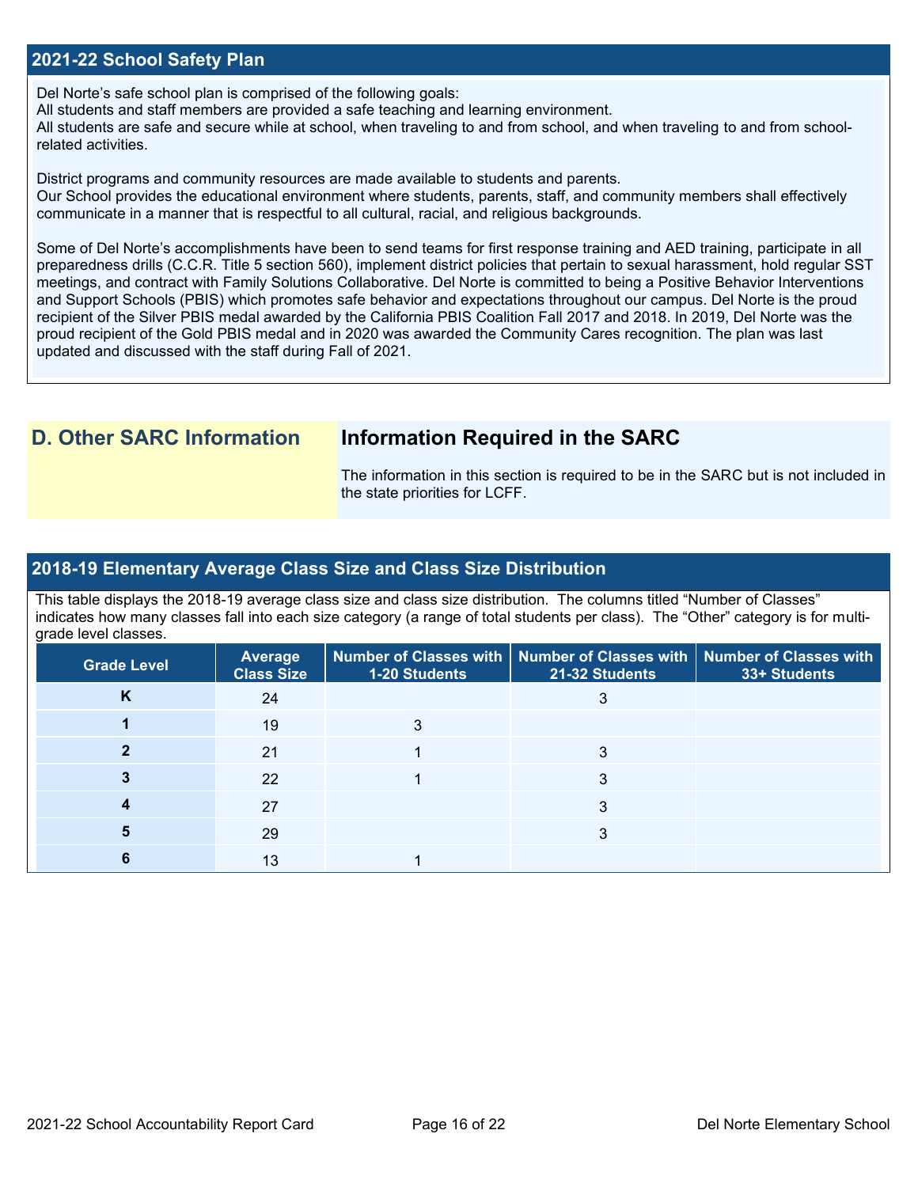## 2021-22 School Safety Plan

Del Norte's safe school plan is comprised of the following goals:
All students and staff members are provided a safe teaching and learning environment.
All students are safe and secure while at school, when traveling to and from school, and when traveling to and from school-related activities.

District programs and community resources are made available to students and parents.
Our School provides the educational environment where students, parents, staff, and community members shall effectively communicate in a manner that is respectful to all cultural, racial, and religious backgrounds.

Some of Del Norte's accomplishments have been to send teams for first response training and AED training, participate in all preparedness drills (C.C.R. Title 5 section 560), implement district policies that pertain to sexual harassment, hold regular SST meetings, and contract with Family Solutions Collaborative. Del Norte is committed to being a Positive Behavior Interventions and Support Schools (PBIS) which promotes safe behavior and expectations throughout our campus. Del Norte is the proud recipient of the Silver PBIS medal awarded by the California PBIS Coalition Fall 2017 and 2018. In 2019, Del Norte was the proud recipient of the Gold PBIS medal and in 2020 was awarded the Community Cares recognition. The plan was last updated and discussed with the staff during Fall of 2021.

# D. Other SARC Information

## Information Required in the SARC

The information in this section is required to be in the SARC but is not included in the state priorities for LCFF.

## 2018-19 Elementary Average Class Size and Class Size Distribution

This table displays the 2018-19 average class size and class size distribution. The columns titled "Number of Classes" indicates how many classes fall into each size category (a range of total students per class). The "Other" category is for multi-grade level classes.

| Grade Level | Average Class Size | Number of Classes with 1-20 Students | Number of Classes with 21-32 Students | Number of Classes with 33+ Students |
|---|---|---|---|---|
| K | 24 | | 3 | |
| 1 | 19 | 3 | | |
| 2 | 21 | 1 | 3 | |
| 3 | 22 | 1 | 3 | |
| 4 | 27 | | 3 | |
| 5 | 29 | | 3 | |
| 6 | 13 | 1 | | |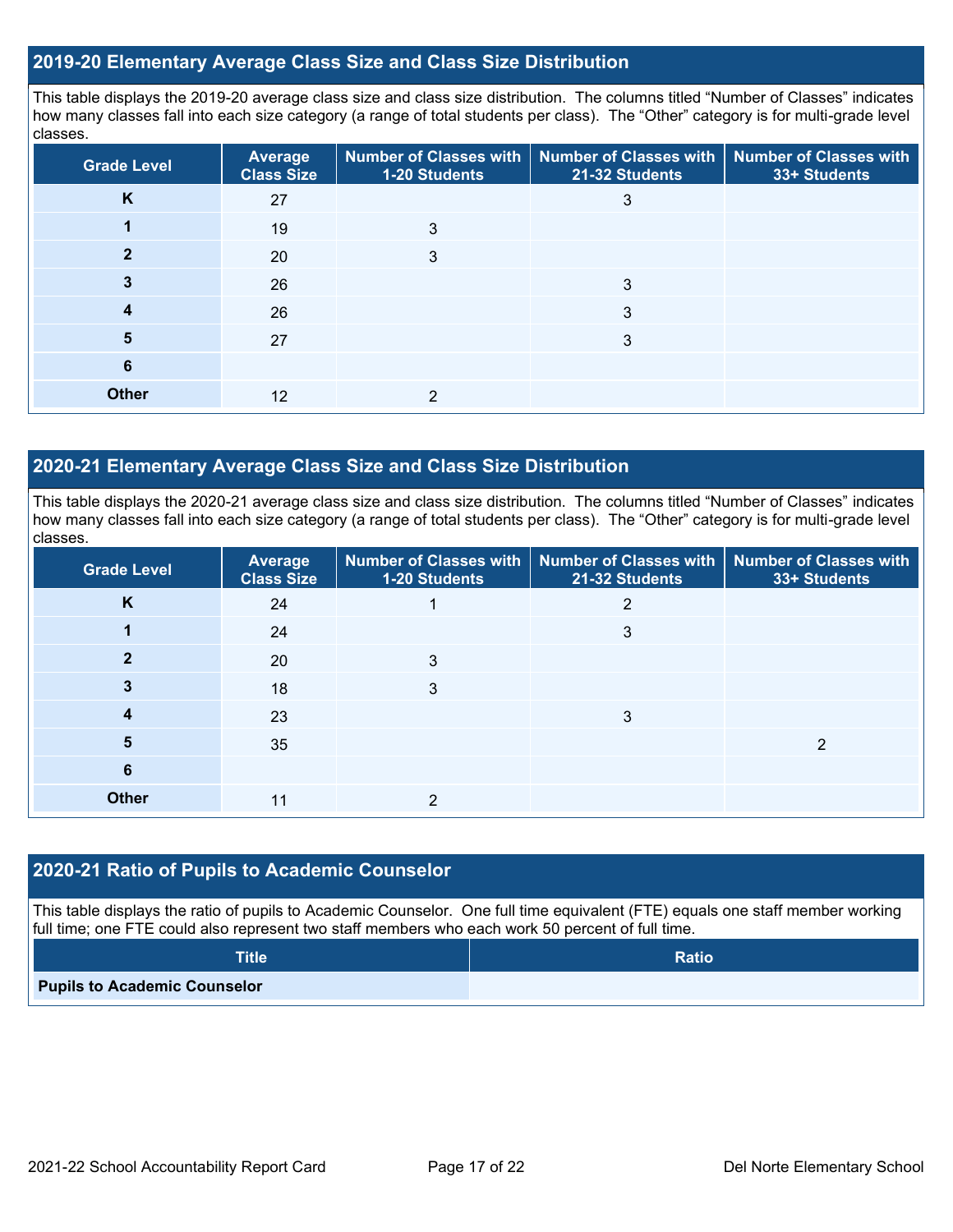## 2019-20 Elementary Average Class Size and Class Size Distribution

This table displays the 2019-20 average class size and class size distribution. The columns titled "Number of Classes" indicates how many classes fall into each size category (a range of total students per class). The "Other" category is for multi-grade level classes.

| Grade Level | Average Class Size | Number of Classes with 1-20 Students | Number of Classes with 21-32 Students | Number of Classes with 33+ Students |
|---|---|---|---|---|
| **K** | 27 | | 3 | |
| **1** | 19 | 3 | | |
| **2** | 20 | 3 | | |
| **3** | 26 | | 3 | |
| **4** | 26 | | 3 | |
| **5** | 27 | | 3 | |
| **6** | | | | |
| **Other** | 12 | 2 | | |

## 2020-21 Elementary Average Class Size and Class Size Distribution

This table displays the 2020-21 average class size and class size distribution. The columns titled "Number of Classes" indicates how many classes fall into each size category (a range of total students per class). The "Other" category is for multi-grade level classes.

| Grade Level | Average Class Size | Number of Classes with 1-20 Students | Number of Classes with 21-32 Students | Number of Classes with 33+ Students |
|---|---|---|---|---|
| **K** | 24 | 1 | 2 | |
| **1** | 24 | | 3 | |
| **2** | 20 | 3 | | |
| **3** | 18 | 3 | | |
| **4** | 23 | | 3 | |
| **5** | 35 | | | 2 |
| **6** | | | | |
| **Other** | 11 | 2 | | |

## 2020-21 Ratio of Pupils to Academic Counselor

This table displays the ratio of pupils to Academic Counselor. One full time equivalent (FTE) equals one staff member working full time; one FTE could also represent two staff members who each work 50 percent of full time.

| Title | Ratio |
|---|---|
| **Pupils to Academic Counselor** | |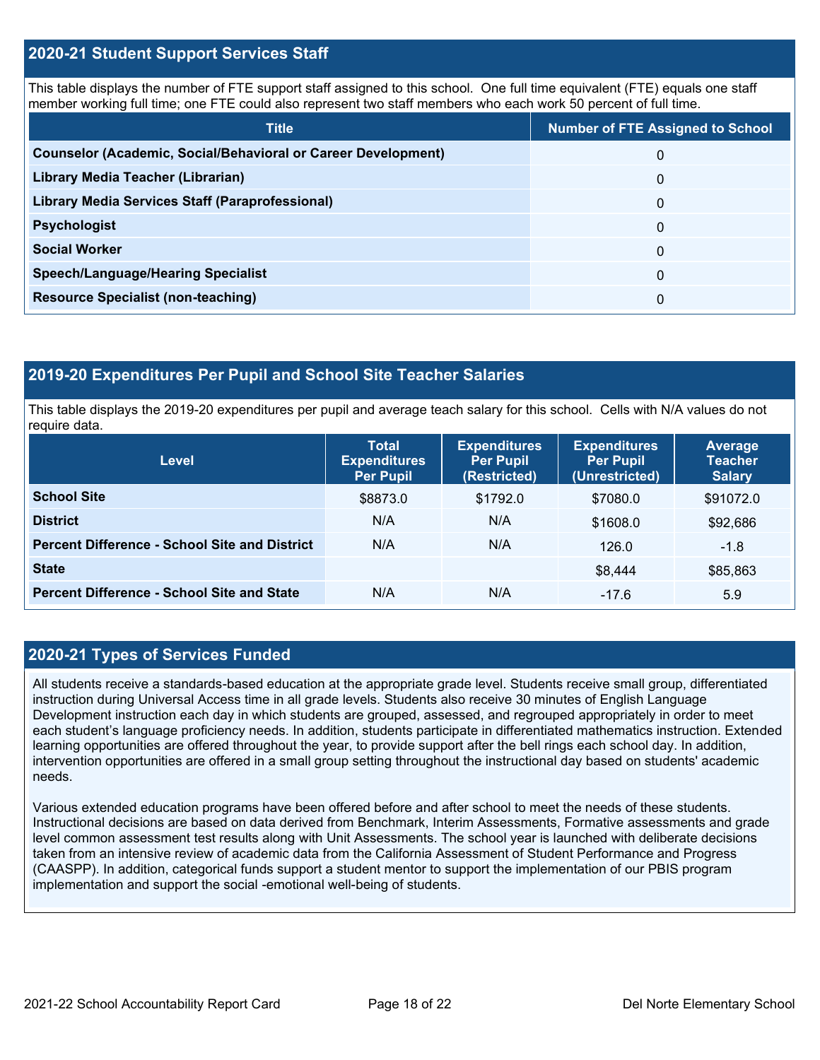## 2020-21 Student Support Services Staff

This table displays the number of FTE support staff assigned to this school. One full time equivalent (FTE) equals one staff member working full time; one FTE could also represent two staff members who each work 50 percent of full time.

| Title | Number of FTE Assigned to School |
| --- | --- |
| **Counselor (Academic, Social/Behavioral or Career Development)** | 0 |
| **Library Media Teacher (Librarian)** | 0 |
| **Library Media Services Staff (Paraprofessional)** | 0 |
| **Psychologist** | 0 |
| **Social Worker** | 0 |
| **Speech/Language/Hearing Specialist** | 0 |
| **Resource Specialist (non-teaching)** | 0 |

## 2019-20 Expenditures Per Pupil and School Site Teacher Salaries

This table displays the 2019-20 expenditures per pupil and average teach salary for this school. Cells with N/A values do not require data.

| Level | Total Expenditures Per Pupil | Expenditures Per Pupil (Restricted) | Expenditures Per Pupil (Unrestricted) | Average Teacher Salary |
| --- | --- | --- | --- | --- |
| **School Site** | $8873.0 | $1792.0 | $7080.0 | $91072.0 |
| **District** | N/A | N/A | $1608.0 | $92,686 |
| **Percent Difference - School Site and District** | N/A | N/A | 126.0 | -1.8 |
| **State** | | | $8,444 | $85,863 |
| **Percent Difference - School Site and State** | N/A | N/A | -17.6 | 5.9 |

## 2020-21 Types of Services Funded

All students receive a standards-based education at the appropriate grade level. Students receive small group, differentiated instruction during Universal Access time in all grade levels. Students also receive 30 minutes of English Language Development instruction each day in which students are grouped, assessed, and regrouped appropriately in order to meet each student's language proficiency needs. In addition, students participate in differentiated mathematics instruction. Extended learning opportunities are offered throughout the year, to provide support after the bell rings each school day. In addition, intervention opportunities are offered in a small group setting throughout the instructional day based on students' academic needs.

Various extended education programs have been offered before and after school to meet the needs of these students. Instructional decisions are based on data derived from Benchmark, Interim Assessments, Formative assessments and grade level common assessment test results along with Unit Assessments. The school year is launched with deliberate decisions taken from an intensive review of academic data from the California Assessment of Student Performance and Progress (CAASPP). In addition, categorical funds support a student mentor to support the implementation of our PBIS program implementation and support the social -emotional well-being of students.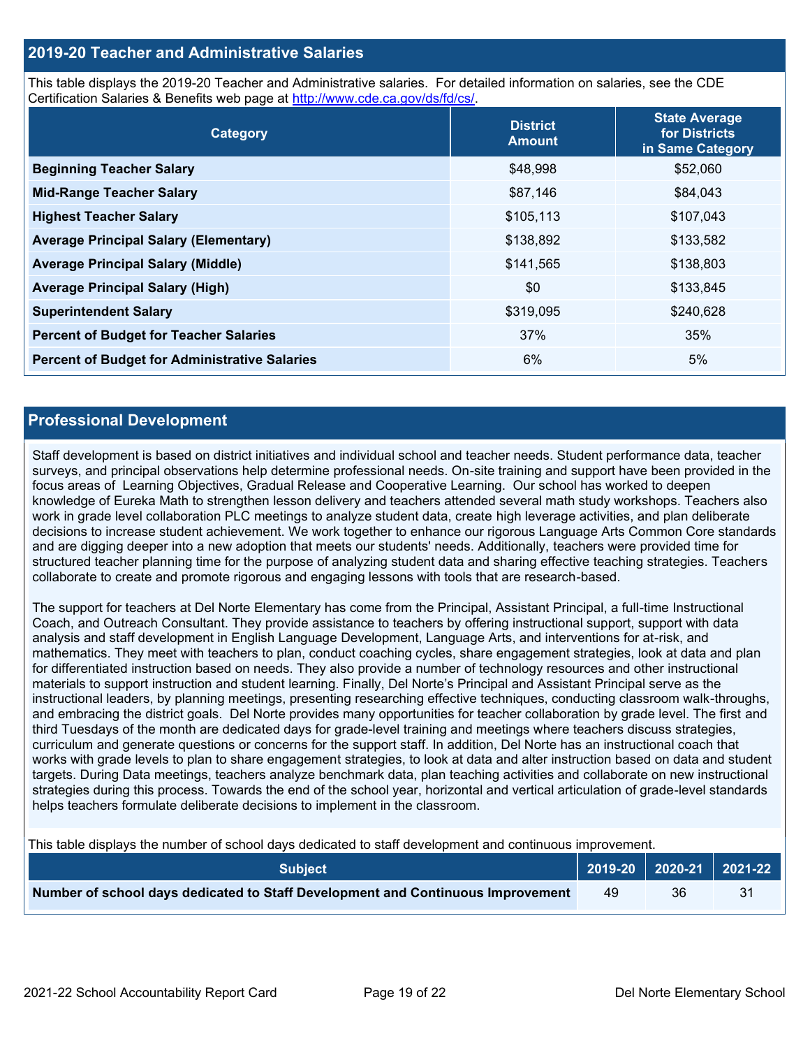## 2019-20 Teacher and Administrative Salaries

This table displays the 2019-20 Teacher and Administrative salaries. For detailed information on salaries, see the CDE Certification Salaries & Benefits web page at http://www.cde.ca.gov/ds/fd/cs/.

| Category | District Amount | State Average for Districts in Same Category |
|---|---|---|
| **Beginning Teacher Salary** | $48,998 | $52,060 |
| **Mid-Range Teacher Salary** | $87,146 | $84,043 |
| **Highest Teacher Salary** | $105,113 | $107,043 |
| **Average Principal Salary (Elementary)** | $138,892 | $133,582 |
| **Average Principal Salary (Middle)** | $141,565 | $138,803 |
| **Average Principal Salary (High)** | $0 | $133,845 |
| **Superintendent Salary** | $319,095 | $240,628 |
| **Percent of Budget for Teacher Salaries** | 37% | 35% |
| **Percent of Budget for Administrative Salaries** | 6% | 5% |

## Professional Development

Staff development is based on district initiatives and individual school and teacher needs. Student performance data, teacher surveys, and principal observations help determine professional needs. On-site training and support have been provided in the focus areas of Learning Objectives, Gradual Release and Cooperative Learning. Our school has worked to deepen knowledge of Eureka Math to strengthen lesson delivery and teachers attended several math study workshops. Teachers also work in grade level collaboration PLC meetings to analyze student data, create high leverage activities, and plan deliberate decisions to increase student achievement. We work together to enhance our rigorous Language Arts Common Core standards and are digging deeper into a new adoption that meets our students' needs. Additionally, teachers were provided time for structured teacher planning time for the purpose of analyzing student data and sharing effective teaching strategies. Teachers collaborate to create and promote rigorous and engaging lessons with tools that are research-based.

The support for teachers at Del Norte Elementary has come from the Principal, Assistant Principal, a full-time Instructional Coach, and Outreach Consultant. They provide assistance to teachers by offering instructional support, support with data analysis and staff development in English Language Development, Language Arts, and interventions for at-risk, and mathematics. They meet with teachers to plan, conduct coaching cycles, share engagement strategies, look at data and plan for differentiated instruction based on needs. They also provide a number of technology resources and other instructional materials to support instruction and student learning. Finally, Del Norte's Principal and Assistant Principal serve as the instructional leaders, by planning meetings, presenting researching effective techniques, conducting classroom walk-throughs, and embracing the district goals. Del Norte provides many opportunities for teacher collaboration by grade level. The first and third Tuesdays of the month are dedicated days for grade-level training and meetings where teachers discuss strategies, curriculum and generate questions or concerns for the support staff. In addition, Del Norte has an instructional coach that works with grade levels to plan to share engagement strategies, to look at data and alter instruction based on data and student targets. During Data meetings, teachers analyze benchmark data, plan teaching activities and collaborate on new instructional strategies during this process. Towards the end of the school year, horizontal and vertical articulation of grade-level standards helps teachers formulate deliberate decisions to implement in the classroom.

This table displays the number of school days dedicated to staff development and continuous improvement.

| Subject | 2019-20 | 2020-21 | 2021-22 |
|---|---|---|---|
| **Number of school days dedicated to Staff Development and Continuous Improvement** | 49 | 36 | 31 |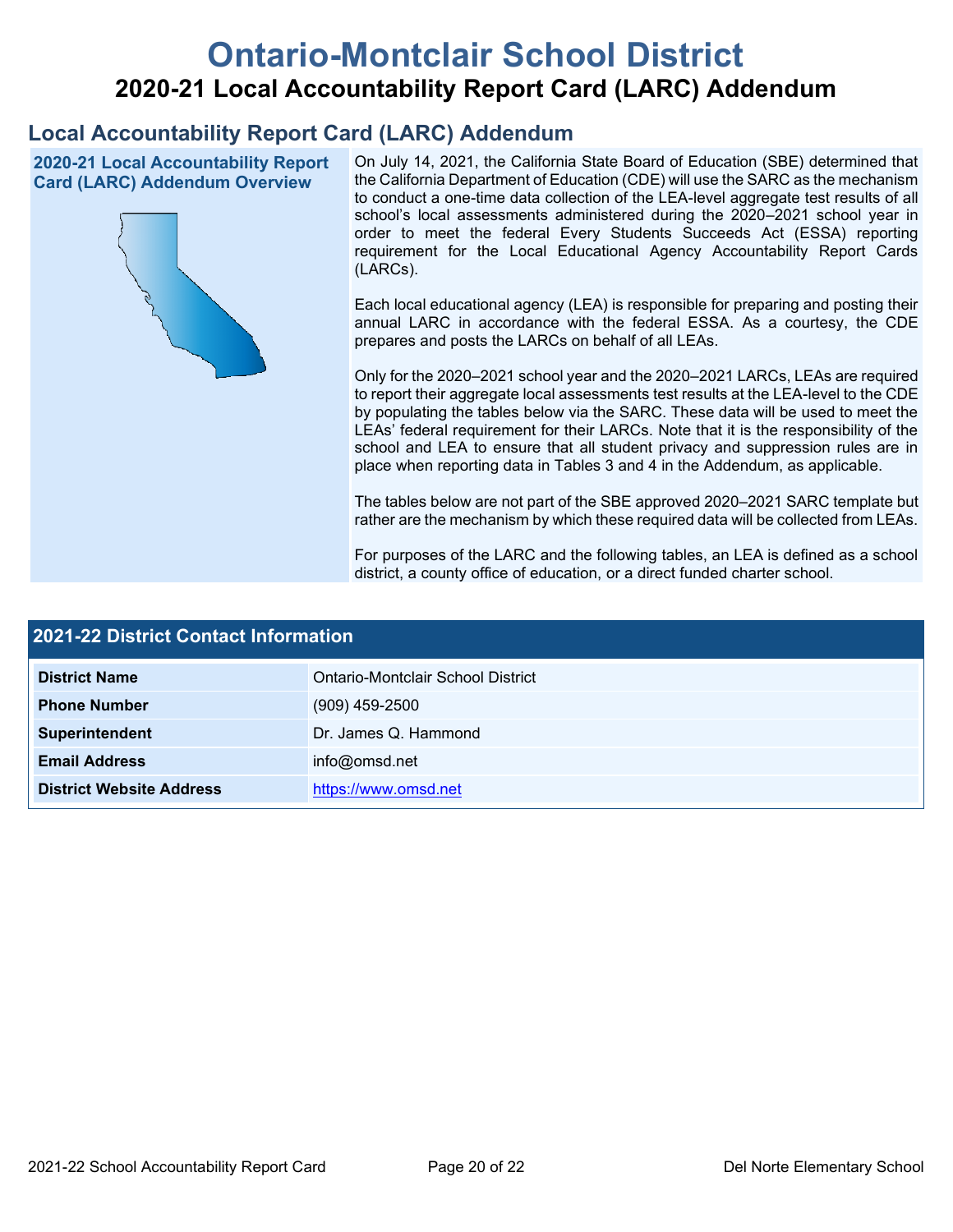# Ontario-Montclair School District

## 2020-21 Local Accountability Report Card (LARC) Addendum

## Local Accountability Report Card (LARC) Addendum

### 2020-21 Local Accountability Report Card (LARC) Addendum Overview

On July 14, 2021, the California State Board of Education (SBE) determined that the California Department of Education (CDE) will use the SARC as the mechanism to conduct a one-time data collection of the LEA-level aggregate test results of all school's local assessments administered during the 2020–2021 school year in order to meet the federal Every Students Succeeds Act (ESSA) reporting requirement for the Local Educational Agency Accountability Report Cards (LARCs).

Each local educational agency (LEA) is responsible for preparing and posting their annual LARC in accordance with the federal ESSA. As a courtesy, the CDE prepares and posts the LARCs on behalf of all LEAs.

Only for the 2020–2021 school year and the 2020–2021 LARCs, LEAs are required to report their aggregate local assessments test results at the LEA-level to the CDE by populating the tables below via the SARC. These data will be used to meet the LEAs' federal requirement for their LARCs. Note that it is the responsibility of the school and LEA to ensure that all student privacy and suppression rules are in place when reporting data in Tables 3 and 4 in the Addendum, as applicable.

The tables below are not part of the SBE approved 2020–2021 SARC template but rather are the mechanism by which these required data will be collected from LEAs.

For purposes of the LARC and the following tables, an LEA is defined as a school district, a county office of education, or a direct funded charter school.

### 2021-22 District Contact Information

| | |
|---|---|
| **District Name** | Ontario-Montclair School District |
| **Phone Number** | (909) 459-2500 |
| **Superintendent** | Dr. James Q. Hammond |
| **Email Address** | info@omsd.net |
| **District Website Address** | https://www.omsd.net |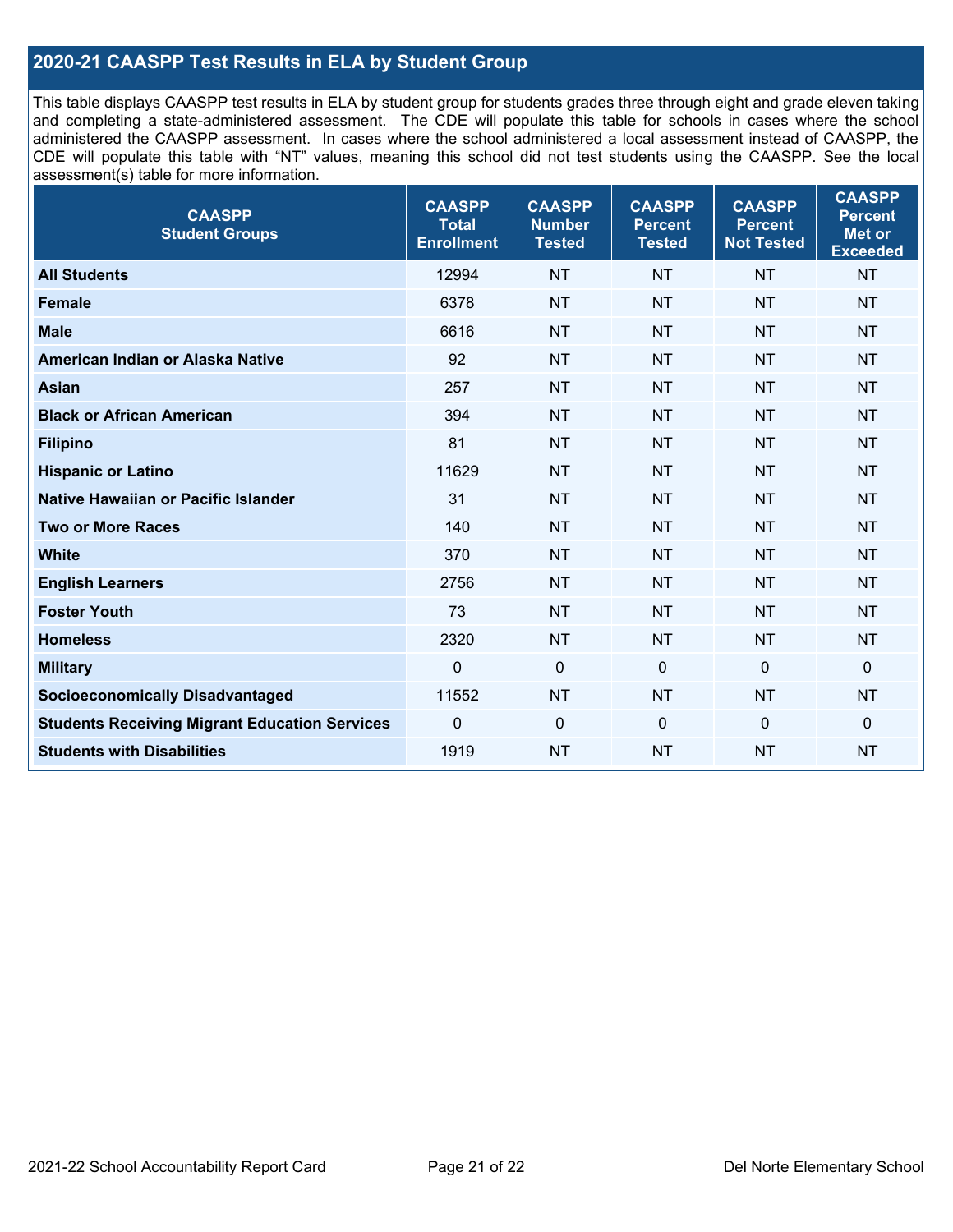## 2020-21 CAASPP Test Results in ELA by Student Group

This table displays CAASPP test results in ELA by student group for students grades three through eight and grade eleven taking and completing a state-administered assessment. The CDE will populate this table for schools in cases where the school administered the CAASPP assessment. In cases where the school administered a local assessment instead of CAASPP, the CDE will populate this table with "NT" values, meaning this school did not test students using the CAASPP. See the local assessment(s) table for more information.

| CAASPP Student Groups | CAASPP Total Enrollment | CAASPP Number Tested | CAASPP Percent Tested | CAASPP Percent Not Tested | CAASPP Percent Met or Exceeded |
|---|---|---|---|---|---|
| **All Students** | 12994 | NT | NT | NT | NT |
| **Female** | 6378 | NT | NT | NT | NT |
| **Male** | 6616 | NT | NT | NT | NT |
| **American Indian or Alaska Native** | 92 | NT | NT | NT | NT |
| **Asian** | 257 | NT | NT | NT | NT |
| **Black or African American** | 394 | NT | NT | NT | NT |
| **Filipino** | 81 | NT | NT | NT | NT |
| **Hispanic or Latino** | 11629 | NT | NT | NT | NT |
| **Native Hawaiian or Pacific Islander** | 31 | NT | NT | NT | NT |
| **Two or More Races** | 140 | NT | NT | NT | NT |
| **White** | 370 | NT | NT | NT | NT |
| **English Learners** | 2756 | NT | NT | NT | NT |
| **Foster Youth** | 73 | NT | NT | NT | NT |
| **Homeless** | 2320 | NT | NT | NT | NT |
| **Military** | 0 | 0 | 0 | 0 | 0 |
| **Socioeconomically Disadvantaged** | 11552 | NT | NT | NT | NT |
| **Students Receiving Migrant Education Services** | 0 | 0 | 0 | 0 | 0 |
| **Students with Disabilities** | 1919 | NT | NT | NT | NT |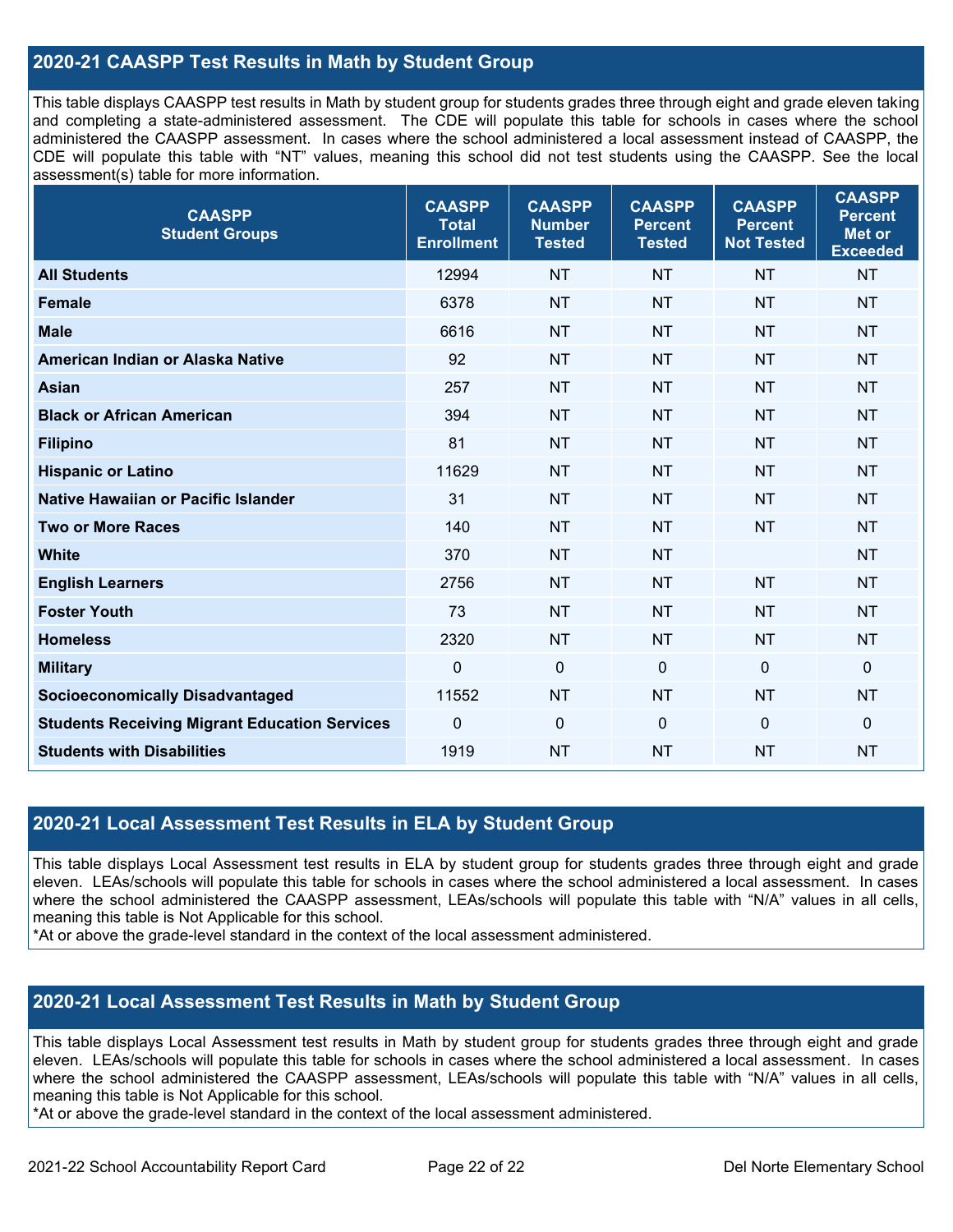## 2020-21 CAASPP Test Results in Math by Student Group

This table displays CAASPP test results in Math by student group for students grades three through eight and grade eleven taking and completing a state-administered assessment. The CDE will populate this table for schools in cases where the school administered the CAASPP assessment. In cases where the school administered a local assessment instead of CAASPP, the CDE will populate this table with "NT" values, meaning this school did not test students using the CAASPP. See the local assessment(s) table for more information.

| CAASPP Student Groups | CAASPP Total Enrollment | CAASPP Number Tested | CAASPP Percent Tested | CAASPP Percent Not Tested | CAASPP Percent Met or Exceeded |
|---|---|---|---|---|---|
| **All Students** | 12994 | NT | NT | NT | NT |
| **Female** | 6378 | NT | NT | NT | NT |
| **Male** | 6616 | NT | NT | NT | NT |
| **American Indian or Alaska Native** | 92 | NT | NT | NT | NT |
| **Asian** | 257 | NT | NT | NT | NT |
| **Black or African American** | 394 | NT | NT | NT | NT |
| **Filipino** | 81 | NT | NT | NT | NT |
| **Hispanic or Latino** | 11629 | NT | NT | NT | NT |
| **Native Hawaiian or Pacific Islander** | 31 | NT | NT | NT | NT |
| **Two or More Races** | 140 | NT | NT | NT | NT |
| **White** | 370 | NT | NT | | NT |
| **English Learners** | 2756 | NT | NT | NT | NT |
| **Foster Youth** | 73 | NT | NT | NT | NT |
| **Homeless** | 2320 | NT | NT | NT | NT |
| **Military** | 0 | 0 | 0 | 0 | 0 |
| **Socioeconomically Disadvantaged** | 11552 | NT | NT | NT | NT |
| **Students Receiving Migrant Education Services** | 0 | 0 | 0 | 0 | 0 |
| **Students with Disabilities** | 1919 | NT | NT | NT | NT |

## 2020-21 Local Assessment Test Results in ELA by Student Group

This table displays Local Assessment test results in ELA by student group for students grades three through eight and grade eleven. LEAs/schools will populate this table for schools in cases where the school administered a local assessment. In cases where the school administered the CAASPP assessment, LEAs/schools will populate this table with "N/A" values in all cells, meaning this table is Not Applicable for this school.

*At or above the grade-level standard in the context of the local assessment administered.

## 2020-21 Local Assessment Test Results in Math by Student Group

This table displays Local Assessment test results in Math by student group for students grades three through eight and grade eleven. LEAs/schools will populate this table for schools in cases where the school administered a local assessment. In cases where the school administered the CAASPP assessment, LEAs/schools will populate this table with "N/A" values in all cells, meaning this table is Not Applicable for this school.

*At or above the grade-level standard in the context of the local assessment administered.